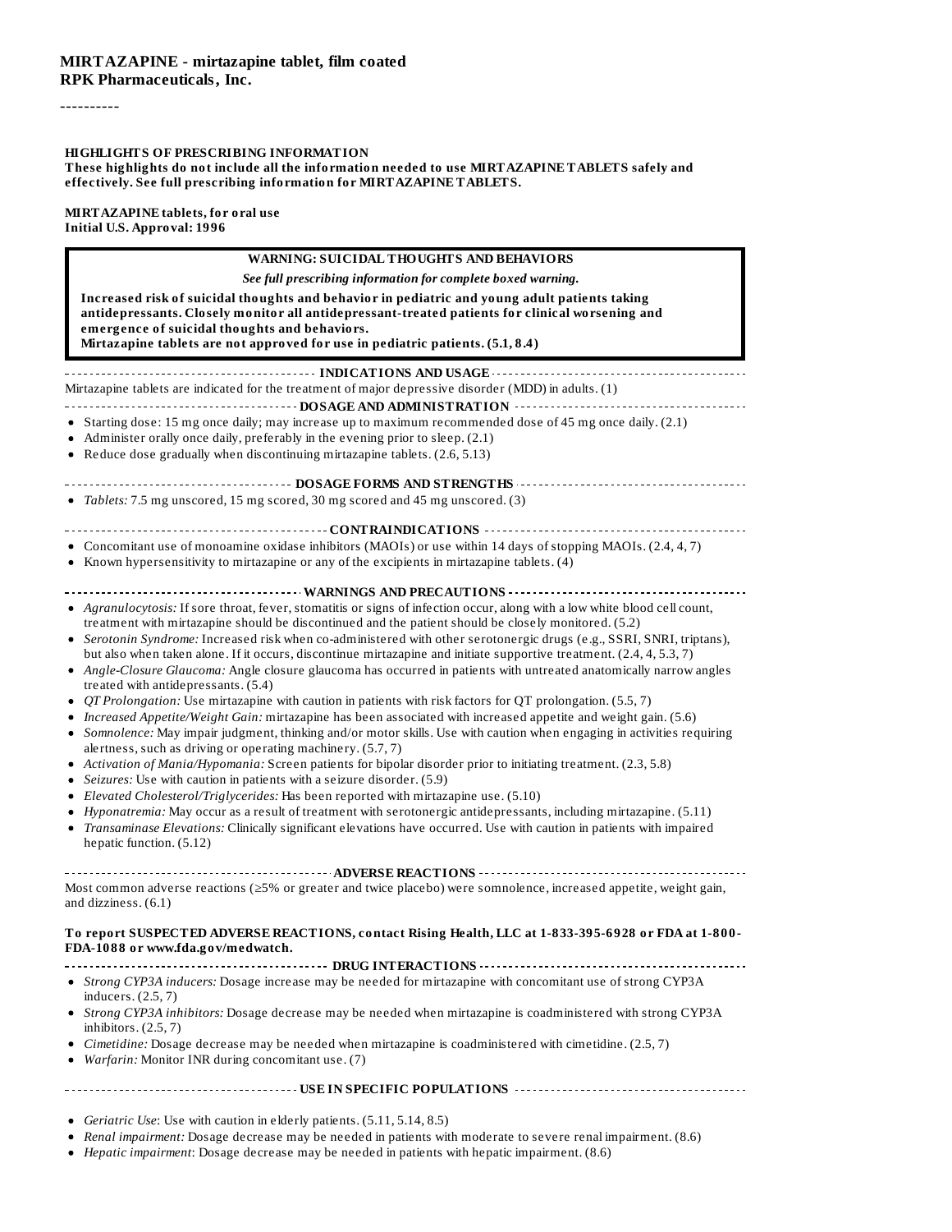**MIRTAZAPINE - mirtazapine tablet, film coated**
**RPK Pharmaceuticals, Inc.**

----------

**HIGHLIGHTS OF PRESCRIBING INFORMATION**
**These highlights do not include all the information needed to use MIRTAZAPINE TABLETS safely and effectively. See full prescribing information for MIRTAZAPINE TABLETS.**

**MIRTAZAPINE tablets, for oral use**
**Initial U.S. Approval: 1996**

> **WARNING: SUICIDAL THOUGHTS AND BEHAVIORS**
>
> ***See full prescribing information for complete boxed warning.***
>
> **Increased risk of suicidal thoughts and behavior in pediatric and young adult patients taking antidepressants. Closely monitor all antidepressant-treated patients for clinical worsening and emergence of suicidal thoughts and behaviors.**
> **Mirtazapine tablets are not approved for use in pediatric patients. (5.1, 8.4)**

**INDICATIONS AND USAGE**

Mirtazapine tablets are indicated for the treatment of major depressive disorder (MDD) in adults. (1)

**DOSAGE AND ADMINISTRATION**

- Starting dose: 15 mg once daily; may increase up to maximum recommended dose of 45 mg once daily. (2.1)
- Administer orally once daily, preferably in the evening prior to sleep. (2.1)
- Reduce dose gradually when discontinuing mirtazapine tablets. (2.6, 5.13)

**DOSAGE FORMS AND STRENGTHS**

- *Tablets:* 7.5 mg unscored, 15 mg scored, 30 mg scored and 45 mg unscored. (3)

**CONTRAINDICATIONS**

- Concomitant use of monoamine oxidase inhibitors (MAOIs) or use within 14 days of stopping MAOIs. (2.4, 4, 7)
- Known hypersensitivity to mirtazapine or any of the excipients in mirtazapine tablets. (4)

**WARNINGS AND PRECAUTIONS**

- *Agranulocytosis:* If sore throat, fever, stomatitis or signs of infection occur, along with a low white blood cell count, treatment with mirtazapine should be discontinued and the patient should be closely monitored. (5.2)
- *Serotonin Syndrome:* Increased risk when co-administered with other serotonergic drugs (e.g., SSRI, SNRI, triptans), but also when taken alone. If it occurs, discontinue mirtazapine and initiate supportive treatment. (2.4, 4, 5.3, 7)
- *Angle-Closure Glaucoma:* Angle closure glaucoma has occurred in patients with untreated anatomically narrow angles treated with antidepressants. (5.4)
- *QT Prolongation:* Use mirtazapine with caution in patients with risk factors for QT prolongation. (5.5, 7)
- *Increased Appetite/Weight Gain:* mirtazapine has been associated with increased appetite and weight gain. (5.6)
- *Somnolence:* May impair judgment, thinking and/or motor skills. Use with caution when engaging in activities requiring alertness, such as driving or operating machinery. (5.7, 7)
- *Activation of Mania/Hypomania:* Screen patients for bipolar disorder prior to initiating treatment. (2.3, 5.8)
- *Seizures:* Use with caution in patients with a seizure disorder. (5.9)
- *Elevated Cholesterol/Triglycerides:* Has been reported with mirtazapine use. (5.10)
- *Hyponatremia:* May occur as a result of treatment with serotonergic antidepressants, including mirtazapine. (5.11)
- *Transaminase Elevations:* Clinically significant elevations have occurred. Use with caution in patients with impaired hepatic function. (5.12)

**ADVERSE REACTIONS**

Most common adverse reactions (≥5% or greater and twice placebo) were somnolence, increased appetite, weight gain, and dizziness. (6.1)

**To report SUSPECTED ADVERSE REACTIONS, contact Rising Health, LLC at 1-833-395-6928 or FDA at 1-800-FDA-1088 or www.fda.gov/medwatch.**

**DRUG INTERACTIONS**

- *Strong CYP3A inducers:* Dosage increase may be needed for mirtazapine with concomitant use of strong CYP3A inducers. (2.5, 7)
- *Strong CYP3A inhibitors:* Dosage decrease may be needed when mirtazapine is coadministered with strong CYP3A inhibitors. (2.5, 7)
- *Cimetidine:* Dosage decrease may be needed when mirtazapine is coadministered with cimetidine. (2.5, 7)
- *Warfarin:* Monitor INR during concomitant use. (7)

**USE IN SPECIFIC POPULATIONS**

- *Geriatric Use*: Use with caution in elderly patients. (5.11, 5.14, 8.5)
- *Renal impairment:* Dosage decrease may be needed in patients with moderate to severe renal impairment. (8.6)
- *Hepatic impairment*: Dosage decrease may be needed in patients with hepatic impairment. (8.6)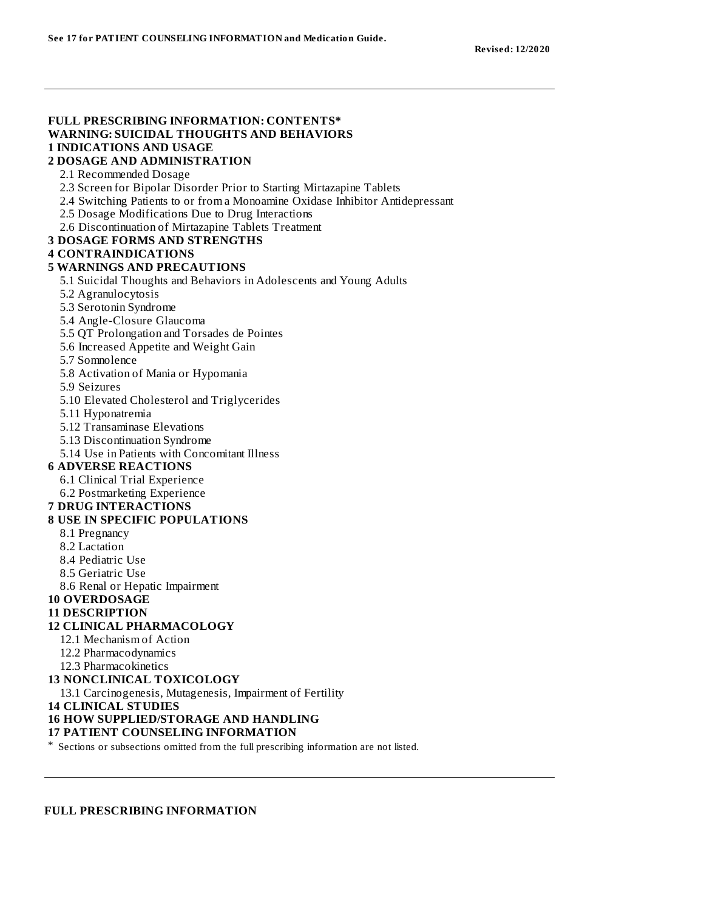**See 17 for PATIENT COUNSELING INFORMATION and Medication Guide.**

**Revised: 12/2020**

---

**FULL PRESCRIBING INFORMATION: CONTENTS***

**WARNING: SUICIDAL THOUGHTS AND BEHAVIORS**

**1 INDICATIONS AND USAGE**

**2 DOSAGE AND ADMINISTRATION**

- 2.1 Recommended Dosage
- 2.3 Screen for Bipolar Disorder Prior to Starting Mirtazapine Tablets
- 2.4 Switching Patients to or from a Monoamine Oxidase Inhibitor Antidepressant
- 2.5 Dosage Modifications Due to Drug Interactions
- 2.6 Discontinuation of Mirtazapine Tablets Treatment

**3 DOSAGE FORMS AND STRENGTHS**

**4 CONTRAINDICATIONS**

**5 WARNINGS AND PRECAUTIONS**

- 5.1 Suicidal Thoughts and Behaviors in Adolescents and Young Adults
- 5.2 Agranulocytosis
- 5.3 Serotonin Syndrome
- 5.4 Angle-Closure Glaucoma
- 5.5 QT Prolongation and Torsades de Pointes
- 5.6 Increased Appetite and Weight Gain
- 5.7 Somnolence
- 5.8 Activation of Mania or Hypomania
- 5.9 Seizures
- 5.10 Elevated Cholesterol and Triglycerides
- 5.11 Hyponatremia
- 5.12 Transaminase Elevations
- 5.13 Discontinuation Syndrome
- 5.14 Use in Patients with Concomitant Illness

**6 ADVERSE REACTIONS**

- 6.1 Clinical Trial Experience
- 6.2 Postmarketing Experience

**7 DRUG INTERACTIONS**

**8 USE IN SPECIFIC POPULATIONS**

- 8.1 Pregnancy
- 8.2 Lactation
- 8.4 Pediatric Use
- 8.5 Geriatric Use
- 8.6 Renal or Hepatic Impairment

**10 OVERDOSAGE**

**11 DESCRIPTION**

**12 CLINICAL PHARMACOLOGY**

- 12.1 Mechanism of Action
- 12.2 Pharmacodynamics
- 12.3 Pharmacokinetics

**13 NONCLINICAL TOXICOLOGY**

- 13.1 Carcinogenesis, Mutagenesis, Impairment of Fertility

**14 CLINICAL STUDIES**

**16 HOW SUPPLIED/STORAGE AND HANDLING**

**17 PATIENT COUNSELING INFORMATION**

\* Sections or subsections omitted from the full prescribing information are not listed.

---

**FULL PRESCRIBING INFORMATION**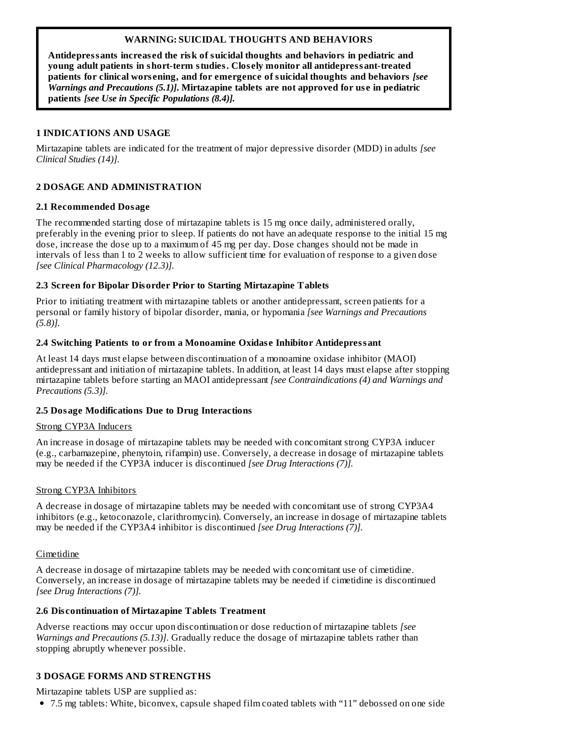**WARNING: SUICIDAL THOUGHTS AND BEHAVIORS**

**Antidepressants increased the risk of suicidal thoughts and behaviors in pediatric and young adult patients in short-term studies. Closely monitor all antidepressant-treated patients for clinical worsening, and for emergence of suicidal thoughts and behaviors** ***[see Warnings and Precautions (5.1)]*****. Mirtazapine tablets are not approved for use in pediatric patients** ***[see Use in Specific Populations (8.4)]*****.**

## 1 INDICATIONS AND USAGE

Mirtazapine tablets are indicated for the treatment of major depressive disorder (MDD) in adults *[see Clinical Studies (14)].*

## 2 DOSAGE AND ADMINISTRATION

### 2.1 Recommended Dosage

The recommended starting dose of mirtazapine tablets is 15 mg once daily, administered orally, preferably in the evening prior to sleep. If patients do not have an adequate response to the initial 15 mg dose, increase the dose up to a maximum of 45 mg per day. Dose changes should not be made in intervals of less than 1 to 2 weeks to allow sufficient time for evaluation of response to a given dose *[see Clinical Pharmacology (12.3)].*

### 2.3 Screen for Bipolar Disorder Prior to Starting Mirtazapine Tablets

Prior to initiating treatment with mirtazapine tablets or another antidepressant, screen patients for a personal or family history of bipolar disorder, mania, or hypomania *[see Warnings and Precautions (5.8)].*

### 2.4 Switching Patients to or from a Monoamine Oxidase Inhibitor Antidepressant

At least 14 days must elapse between discontinuation of a monoamine oxidase inhibitor (MAOI) antidepressant and initiation of mirtazapine tablets. In addition, at least 14 days must elapse after stopping mirtazapine tablets before starting an MAOI antidepressant *[see Contraindications (4) and Warnings and Precautions (5.3)].*

### 2.5 Dosage Modifications Due to Drug Interactions

Strong CYP3A Inducers

An increase in dosage of mirtazapine tablets may be needed with concomitant strong CYP3A inducer (e.g., carbamazepine, phenytoin, rifampin) use. Conversely, a decrease in dosage of mirtazapine tablets may be needed if the CYP3A inducer is discontinued *[see Drug Interactions (7)].*

Strong CYP3A Inhibitors

A decrease in dosage of mirtazapine tablets may be needed with concomitant use of strong CYP3A4 inhibitors (e.g., ketoconazole, clarithromycin). Conversely, an increase in dosage of mirtazapine tablets may be needed if the CYP3A4 inhibitor is discontinued *[see Drug Interactions (7)].*

Cimetidine

A decrease in dosage of mirtazapine tablets may be needed with concomitant use of cimetidine. Conversely, an increase in dosage of mirtazapine tablets may be needed if cimetidine is discontinued *[see Drug Interactions (7)].*

### 2.6 Discontinuation of Mirtazapine Tablets Treatment

Adverse reactions may occur upon discontinuation or dose reduction of mirtazapine tablets *[see Warnings and Precautions (5.13)]*. Gradually reduce the dosage of mirtazapine tablets rather than stopping abruptly whenever possible.

## 3 DOSAGE FORMS AND STRENGTHS

Mirtazapine tablets USP are supplied as:

- 7.5 mg tablets: White, biconvex, capsule shaped film coated tablets with “11” debossed on one side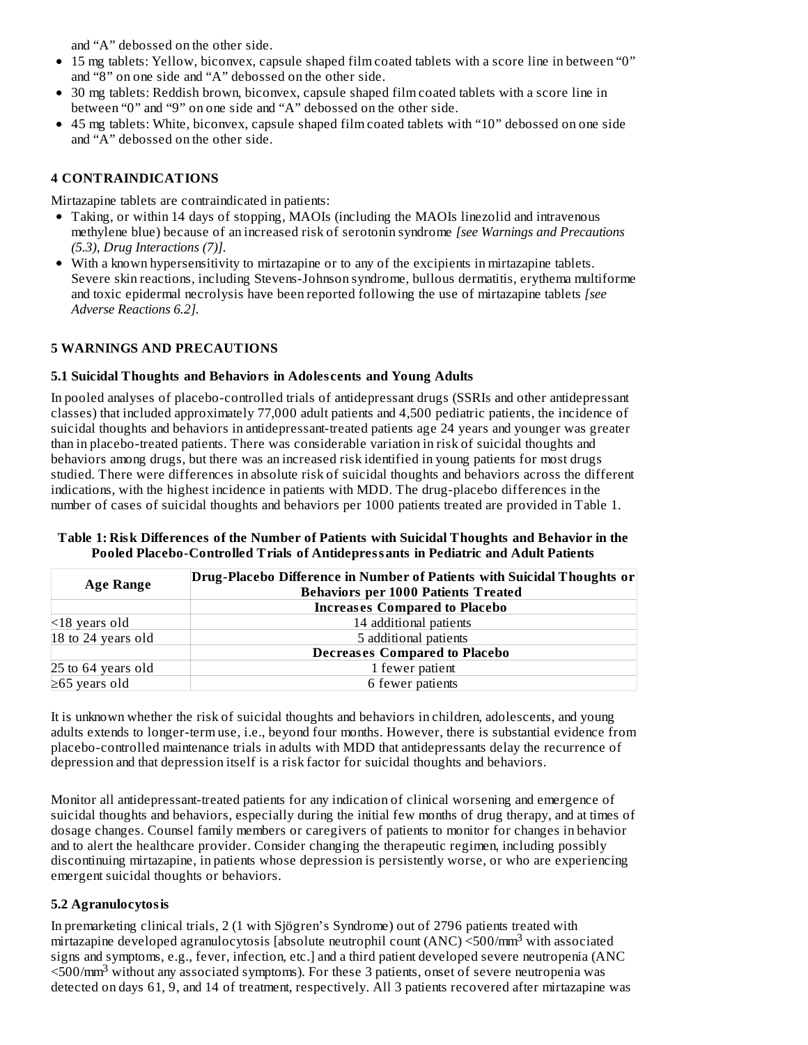and "A" debossed on the other side.

- 15 mg tablets: Yellow, biconvex, capsule shaped film coated tablets with a score line in between "0" and "8" on one side and "A" debossed on the other side.
- 30 mg tablets: Reddish brown, biconvex, capsule shaped film coated tablets with a score line in between "0" and "9" on one side and "A" debossed on the other side.
- 45 mg tablets: White, biconvex, capsule shaped film coated tablets with "10" debossed on one side and "A" debossed on the other side.

## 4 CONTRAINDICATIONS

Mirtazapine tablets are contraindicated in patients:

- Taking, or within 14 days of stopping, MAOIs (including the MAOIs linezolid and intravenous methylene blue) because of an increased risk of serotonin syndrome *[see Warnings and Precautions (5.3), Drug Interactions (7)]*.
- With a known hypersensitivity to mirtazapine or to any of the excipients in mirtazapine tablets. Severe skin reactions, including Stevens-Johnson syndrome, bullous dermatitis, erythema multiforme and toxic epidermal necrolysis have been reported following the use of mirtazapine tablets *[see Adverse Reactions 6.2]*.

## 5 WARNINGS AND PRECAUTIONS

### 5.1 Suicidal Thoughts and Behaviors in Adolescents and Young Adults

In pooled analyses of placebo-controlled trials of antidepressant drugs (SSRIs and other antidepressant classes) that included approximately 77,000 adult patients and 4,500 pediatric patients, the incidence of suicidal thoughts and behaviors in antidepressant-treated patients age 24 years and younger was greater than in placebo-treated patients. There was considerable variation in risk of suicidal thoughts and behaviors among drugs, but there was an increased risk identified in young patients for most drugs studied. There were differences in absolute risk of suicidal thoughts and behaviors across the different indications, with the highest incidence in patients with MDD. The drug-placebo differences in the number of cases of suicidal thoughts and behaviors per 1000 patients treated are provided in Table 1.

**Table 1: Risk Differences of the Number of Patients with Suicidal Thoughts and Behavior in the Pooled Placebo-Controlled Trials of Antidepressants in Pediatric and Adult Patients**

| Age Range | Drug-Placebo Difference in Number of Patients with Suicidal Thoughts or Behaviors per 1000 Patients Treated |
|---|---|
| | **Increases Compared to Placebo** |
| <18 years old | 14 additional patients |
| 18 to 24 years old | 5 additional patients |
| | **Decreases Compared to Placebo** |
| 25 to 64 years old | 1 fewer patient |
| ≥65 years old | 6 fewer patients |

It is unknown whether the risk of suicidal thoughts and behaviors in children, adolescents, and young adults extends to longer-term use, i.e., beyond four months. However, there is substantial evidence from placebo-controlled maintenance trials in adults with MDD that antidepressants delay the recurrence of depression and that depression itself is a risk factor for suicidal thoughts and behaviors.

Monitor all antidepressant-treated patients for any indication of clinical worsening and emergence of suicidal thoughts and behaviors, especially during the initial few months of drug therapy, and at times of dosage changes. Counsel family members or caregivers of patients to monitor for changes in behavior and to alert the healthcare provider. Consider changing the therapeutic regimen, including possibly discontinuing mirtazapine, in patients whose depression is persistently worse, or who are experiencing emergent suicidal thoughts or behaviors.

### 5.2 Agranulocytosis

In premarketing clinical trials, 2 (1 with Sjögren's Syndrome) out of 2796 patients treated with mirtazapine developed agranulocytosis [absolute neutrophil count (ANC) <500/mm$^3$ with associated signs and symptoms, e.g., fever, infection, etc.] and a third patient developed severe neutropenia (ANC <500/mm$^3$ without any associated symptoms). For these 3 patients, onset of severe neutropenia was detected on days 61, 9, and 14 of treatment, respectively. All 3 patients recovered after mirtazapine was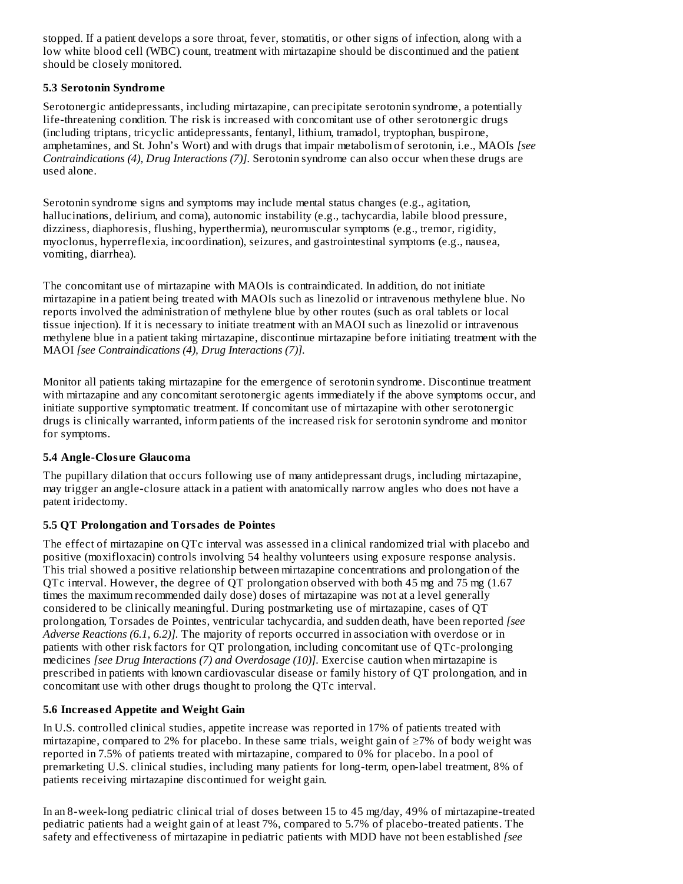stopped. If a patient develops a sore throat, fever, stomatitis, or other signs of infection, along with a low white blood cell (WBC) count, treatment with mirtazapine should be discontinued and the patient should be closely monitored.

### 5.3 Serotonin Syndrome

Serotonergic antidepressants, including mirtazapine, can precipitate serotonin syndrome, a potentially life-threatening condition. The risk is increased with concomitant use of other serotonergic drugs (including triptans, tricyclic antidepressants, fentanyl, lithium, tramadol, tryptophan, buspirone, amphetamines, and St. John's Wort) and with drugs that impair metabolism of serotonin, i.e., MAOIs *[see Contraindications (4), Drug Interactions (7)]*. Serotonin syndrome can also occur when these drugs are used alone.

Serotonin syndrome signs and symptoms may include mental status changes (e.g., agitation, hallucinations, delirium, and coma), autonomic instability (e.g., tachycardia, labile blood pressure, dizziness, diaphoresis, flushing, hyperthermia), neuromuscular symptoms (e.g., tremor, rigidity, myoclonus, hyperreflexia, incoordination), seizures, and gastrointestinal symptoms (e.g., nausea, vomiting, diarrhea).

The concomitant use of mirtazapine with MAOIs is contraindicated. In addition, do not initiate mirtazapine in a patient being treated with MAOIs such as linezolid or intravenous methylene blue. No reports involved the administration of methylene blue by other routes (such as oral tablets or local tissue injection). If it is necessary to initiate treatment with an MAOI such as linezolid or intravenous methylene blue in a patient taking mirtazapine, discontinue mirtazapine before initiating treatment with the MAOI *[see Contraindications (4), Drug Interactions (7)]*.

Monitor all patients taking mirtazapine for the emergence of serotonin syndrome. Discontinue treatment with mirtazapine and any concomitant serotonergic agents immediately if the above symptoms occur, and initiate supportive symptomatic treatment. If concomitant use of mirtazapine with other serotonergic drugs is clinically warranted, inform patients of the increased risk for serotonin syndrome and monitor for symptoms.

### 5.4 Angle-Closure Glaucoma

The pupillary dilation that occurs following use of many antidepressant drugs, including mirtazapine, may trigger an angle-closure attack in a patient with anatomically narrow angles who does not have a patent iridectomy.

### 5.5 QT Prolongation and Torsades de Pointes

The effect of mirtazapine on QTc interval was assessed in a clinical randomized trial with placebo and positive (moxifloxacin) controls involving 54 healthy volunteers using exposure response analysis. This trial showed a positive relationship between mirtazapine concentrations and prolongation of the QTc interval. However, the degree of QT prolongation observed with both 45 mg and 75 mg (1.67 times the maximum recommended daily dose) doses of mirtazapine was not at a level generally considered to be clinically meaningful. During postmarketing use of mirtazapine, cases of QT prolongation, Torsades de Pointes, ventricular tachycardia, and sudden death, have been reported *[see Adverse Reactions (6.1, 6.2)]*. The majority of reports occurred in association with overdose or in patients with other risk factors for QT prolongation, including concomitant use of QTc-prolonging medicines *[see Drug Interactions (7) and Overdosage (10)]*. Exercise caution when mirtazapine is prescribed in patients with known cardiovascular disease or family history of QT prolongation, and in concomitant use with other drugs thought to prolong the QTc interval.

### 5.6 Increased Appetite and Weight Gain

In U.S. controlled clinical studies, appetite increase was reported in 17% of patients treated with mirtazapine, compared to 2% for placebo. In these same trials, weight gain of ≥7% of body weight was reported in 7.5% of patients treated with mirtazapine, compared to 0% for placebo. In a pool of premarketing U.S. clinical studies, including many patients for long-term, open-label treatment, 8% of patients receiving mirtazapine discontinued for weight gain.

In an 8-week-long pediatric clinical trial of doses between 15 to 45 mg/day, 49% of mirtazapine-treated pediatric patients had a weight gain of at least 7%, compared to 5.7% of placebo-treated patients. The safety and effectiveness of mirtazapine in pediatric patients with MDD have not been established *[see*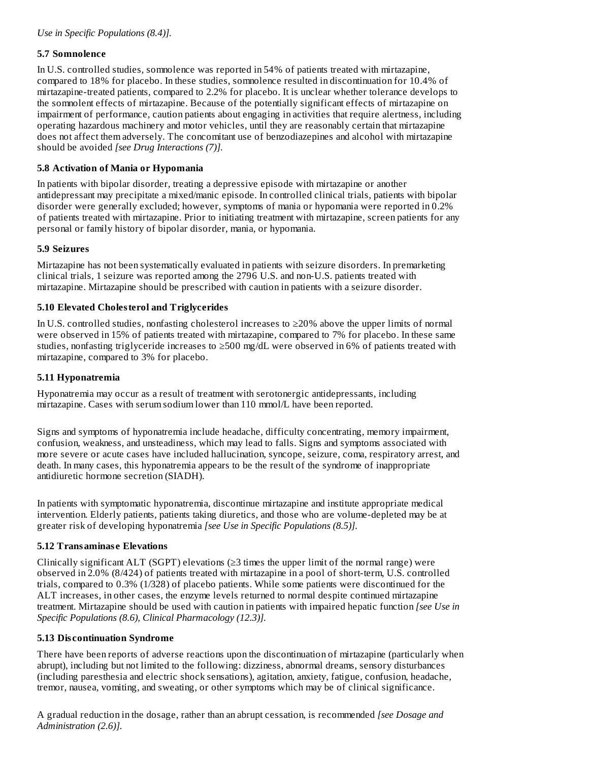*Use in Specific Populations (8.4)].*

### 5.7 Somnolence

In U.S. controlled studies, somnolence was reported in 54% of patients treated with mirtazapine, compared to 18% for placebo. In these studies, somnolence resulted in discontinuation for 10.4% of mirtazapine-treated patients, compared to 2.2% for placebo. It is unclear whether tolerance develops to the somnolent effects of mirtazapine. Because of the potentially significant effects of mirtazapine on impairment of performance, caution patients about engaging in activities that require alertness, including operating hazardous machinery and motor vehicles, until they are reasonably certain that mirtazapine does not affect them adversely. The concomitant use of benzodiazepines and alcohol with mirtazapine should be avoided *[see Drug Interactions (7)].*

### 5.8 Activation of Mania or Hypomania

In patients with bipolar disorder, treating a depressive episode with mirtazapine or another antidepressant may precipitate a mixed/manic episode. In controlled clinical trials, patients with bipolar disorder were generally excluded; however, symptoms of mania or hypomania were reported in 0.2% of patients treated with mirtazapine. Prior to initiating treatment with mirtazapine, screen patients for any personal or family history of bipolar disorder, mania, or hypomania.

### 5.9 Seizures

Mirtazapine has not been systematically evaluated in patients with seizure disorders. In premarketing clinical trials, 1 seizure was reported among the 2796 U.S. and non-U.S. patients treated with mirtazapine. Mirtazapine should be prescribed with caution in patients with a seizure disorder.

### 5.10 Elevated Cholesterol and Triglycerides

In U.S. controlled studies, nonfasting cholesterol increases to ≥20% above the upper limits of normal were observed in 15% of patients treated with mirtazapine, compared to 7% for placebo. In these same studies, nonfasting triglyceride increases to ≥500 mg/dL were observed in 6% of patients treated with mirtazapine, compared to 3% for placebo.

### 5.11 Hyponatremia

Hyponatremia may occur as a result of treatment with serotonergic antidepressants, including mirtazapine. Cases with serum sodium lower than 110 mmol/L have been reported.

Signs and symptoms of hyponatremia include headache, difficulty concentrating, memory impairment, confusion, weakness, and unsteadiness, which may lead to falls. Signs and symptoms associated with more severe or acute cases have included hallucination, syncope, seizure, coma, respiratory arrest, and death. In many cases, this hyponatremia appears to be the result of the syndrome of inappropriate antidiuretic hormone secretion (SIADH).

In patients with symptomatic hyponatremia, discontinue mirtazapine and institute appropriate medical intervention. Elderly patients, patients taking diuretics, and those who are volume-depleted may be at greater risk of developing hyponatremia *[see Use in Specific Populations (8.5)].*

### 5.12 Transaminase Elevations

Clinically significant ALT (SGPT) elevations (≥3 times the upper limit of the normal range) were observed in 2.0% (8/424) of patients treated with mirtazapine in a pool of short-term, U.S. controlled trials, compared to 0.3% (1/328) of placebo patients. While some patients were discontinued for the ALT increases, in other cases, the enzyme levels returned to normal despite continued mirtazapine treatment. Mirtazapine should be used with caution in patients with impaired hepatic function *[see Use in Specific Populations (8.6), Clinical Pharmacology (12.3)].*

### 5.13 Discontinuation Syndrome

There have been reports of adverse reactions upon the discontinuation of mirtazapine (particularly when abrupt), including but not limited to the following: dizziness, abnormal dreams, sensory disturbances (including paresthesia and electric shock sensations), agitation, anxiety, fatigue, confusion, headache, tremor, nausea, vomiting, and sweating, or other symptoms which may be of clinical significance.

A gradual reduction in the dosage, rather than an abrupt cessation, is recommended *[see Dosage and Administration (2.6)].*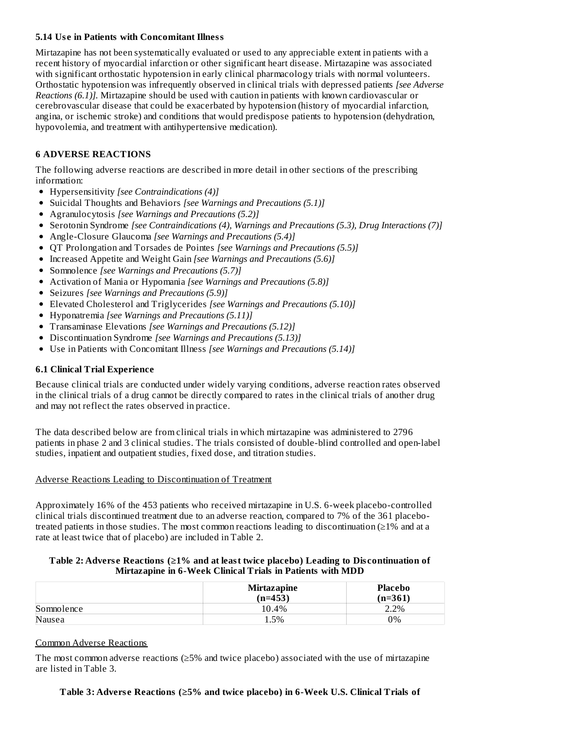### 5.14 Use in Patients with Concomitant Illness

Mirtazapine has not been systematically evaluated or used to any appreciable extent in patients with a recent history of myocardial infarction or other significant heart disease. Mirtazapine was associated with significant orthostatic hypotension in early clinical pharmacology trials with normal volunteers. Orthostatic hypotension was infrequently observed in clinical trials with depressed patients *[see Adverse Reactions (6.1)]*. Mirtazapine should be used with caution in patients with known cardiovascular or cerebrovascular disease that could be exacerbated by hypotension (history of myocardial infarction, angina, or ischemic stroke) and conditions that would predispose patients to hypotension (dehydration, hypovolemia, and treatment with antihypertensive medication).

## 6 ADVERSE REACTIONS

The following adverse reactions are described in more detail in other sections of the prescribing information:

- Hypersensitivity *[see Contraindications (4)]*
- Suicidal Thoughts and Behaviors *[see Warnings and Precautions (5.1)]*
- Agranulocytosis *[see Warnings and Precautions (5.2)]*
- Serotonin Syndrome *[see Contraindications (4), Warnings and Precautions (5.3), Drug Interactions (7)]*
- Angle-Closure Glaucoma *[see Warnings and Precautions (5.4)]*
- QT Prolongation and Torsades de Pointes *[see Warnings and Precautions (5.5)]*
- Increased Appetite and Weight Gain *[see Warnings and Precautions (5.6)]*
- Somnolence *[see Warnings and Precautions (5.7)]*
- Activation of Mania or Hypomania *[see Warnings and Precautions (5.8)]*
- Seizures *[see Warnings and Precautions (5.9)]*
- Elevated Cholesterol and Triglycerides *[see Warnings and Precautions (5.10)]*
- Hyponatremia *[see Warnings and Precautions (5.11)]*
- Transaminase Elevations *[see Warnings and Precautions (5.12)]*
- Discontinuation Syndrome *[see Warnings and Precautions (5.13)]*
- Use in Patients with Concomitant Illness *[see Warnings and Precautions (5.14)]*

### 6.1 Clinical Trial Experience

Because clinical trials are conducted under widely varying conditions, adverse reaction rates observed in the clinical trials of a drug cannot be directly compared to rates in the clinical trials of another drug and may not reflect the rates observed in practice.

The data described below are from clinical trials in which mirtazapine was administered to 2796 patients in phase 2 and 3 clinical studies. The trials consisted of double-blind controlled and open-label studies, inpatient and outpatient studies, fixed dose, and titration studies.

Adverse Reactions Leading to Discontinuation of Treatment

Approximately 16% of the 453 patients who received mirtazapine in U.S. 6-week placebo-controlled clinical trials discontinued treatment due to an adverse reaction, compared to 7% of the 361 placebo-treated patients in those studies. The most common reactions leading to discontinuation (≥1% and at a rate at least twice that of placebo) are included in Table 2.

**Table 2: Adverse Reactions (≥1% and at least twice placebo) Leading to Discontinuation of Mirtazapine in 6-Week Clinical Trials in Patients with MDD**

| | Mirtazapine (n=453) | Placebo (n=361) |
|---|---|---|
| Somnolence | 10.4% | 2.2% |
| Nausea | 1.5% | 0% |

Common Adverse Reactions

The most common adverse reactions (≥5% and twice placebo) associated with the use of mirtazapine are listed in Table 3.

**Table 3: Adverse Reactions (≥5% and twice placebo) in 6-Week U.S. Clinical Trials of**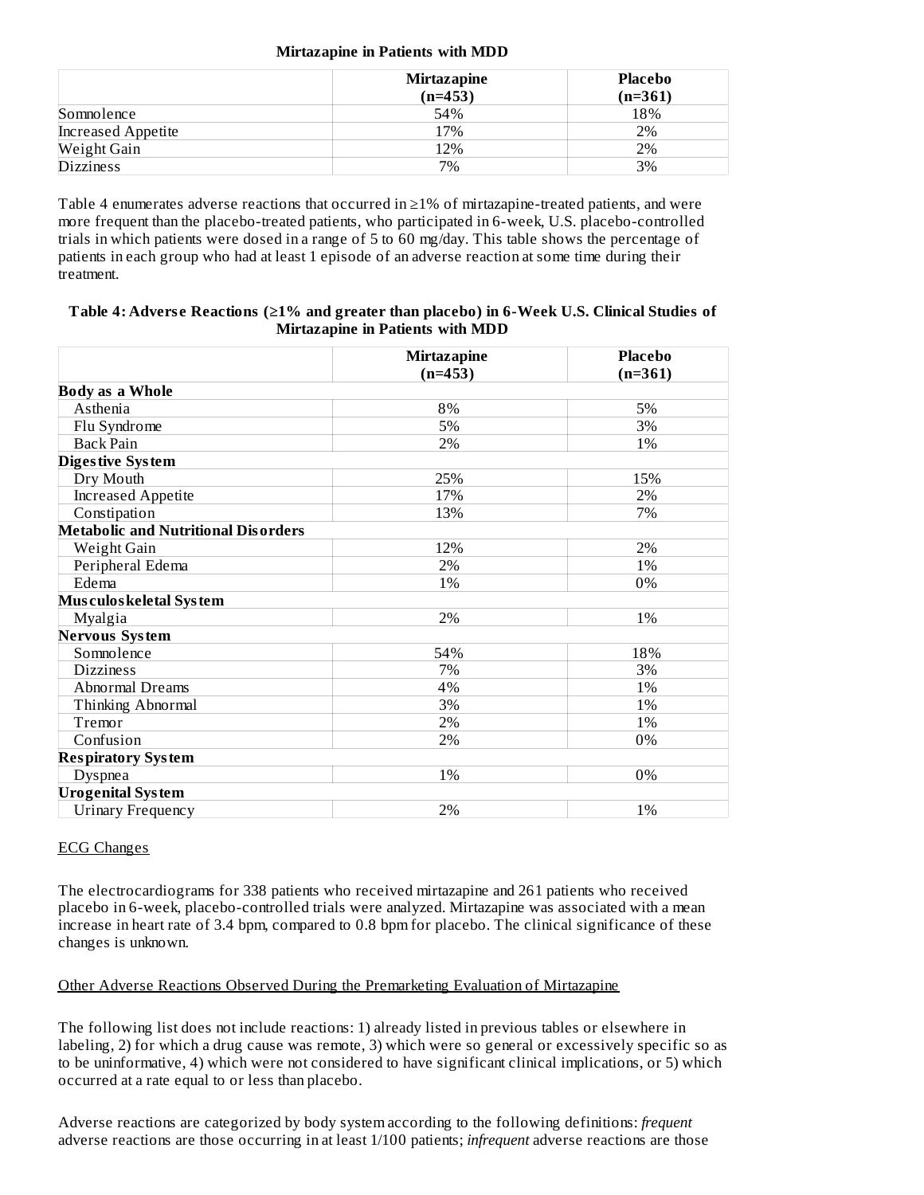**Mirtazapine in Patients with MDD**

| | Mirtazapine (n=453) | Placebo (n=361) |
|---|---|---|
| Somnolence | 54% | 18% |
| Increased Appetite | 17% | 2% |
| Weight Gain | 12% | 2% |
| Dizziness | 7% | 3% |

Table 4 enumerates adverse reactions that occurred in ≥1% of mirtazapine-treated patients, and were more frequent than the placebo-treated patients, who participated in 6-week, U.S. placebo-controlled trials in which patients were dosed in a range of 5 to 60 mg/day. This table shows the percentage of patients in each group who had at least 1 episode of an adverse reaction at some time during their treatment.

**Table 4: Adverse Reactions (≥1% and greater than placebo) in 6-Week U.S. Clinical Studies of Mirtazapine in Patients with MDD**

| | Mirtazapine (n=453) | Placebo (n=361) |
|---|---|---|
| **Body as a Whole** | | |
| Asthenia | 8% | 5% |
| Flu Syndrome | 5% | 3% |
| Back Pain | 2% | 1% |
| **Digestive System** | | |
| Dry Mouth | 25% | 15% |
| Increased Appetite | 17% | 2% |
| Constipation | 13% | 7% |
| **Metabolic and Nutritional Disorders** | | |
| Weight Gain | 12% | 2% |
| Peripheral Edema | 2% | 1% |
| Edema | 1% | 0% |
| **Musculoskeletal System** | | |
| Myalgia | 2% | 1% |
| **Nervous System** | | |
| Somnolence | 54% | 18% |
| Dizziness | 7% | 3% |
| Abnormal Dreams | 4% | 1% |
| Thinking Abnormal | 3% | 1% |
| Tremor | 2% | 1% |
| Confusion | 2% | 0% |
| **Respiratory System** | | |
| Dyspnea | 1% | 0% |
| **Urogenital System** | | |
| Urinary Frequency | 2% | 1% |

ECG Changes

The electrocardiograms for 338 patients who received mirtazapine and 261 patients who received placebo in 6-week, placebo-controlled trials were analyzed. Mirtazapine was associated with a mean increase in heart rate of 3.4 bpm, compared to 0.8 bpm for placebo. The clinical significance of these changes is unknown.

Other Adverse Reactions Observed During the Premarketing Evaluation of Mirtazapine

The following list does not include reactions: 1) already listed in previous tables or elsewhere in labeling, 2) for which a drug cause was remote, 3) which were so general or excessively specific so as to be uninformative, 4) which were not considered to have significant clinical implications, or 5) which occurred at a rate equal to or less than placebo.

Adverse reactions are categorized by body system according to the following definitions: *frequent* adverse reactions are those occurring in at least 1/100 patients; *infrequent* adverse reactions are those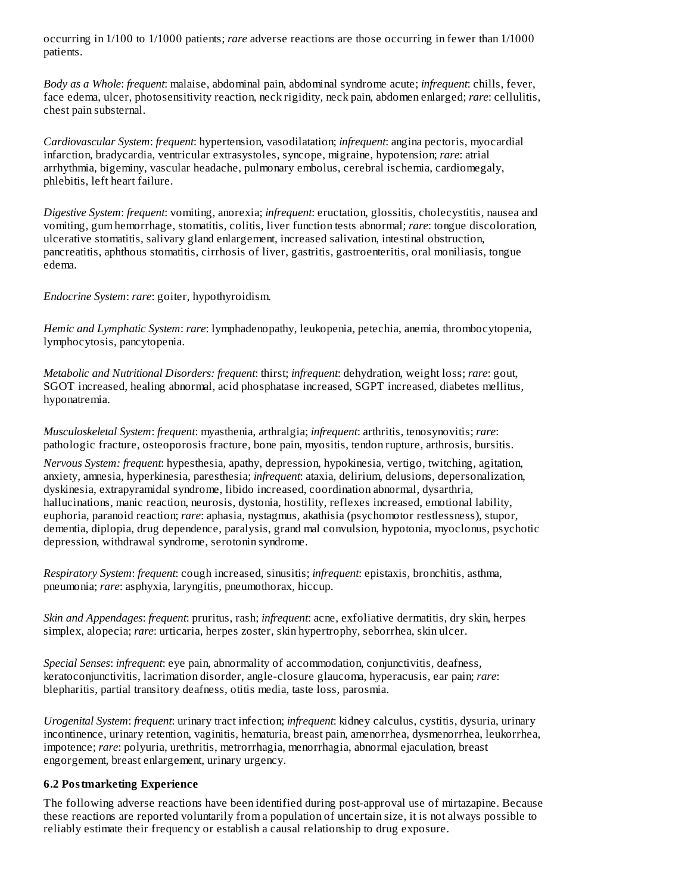occurring in 1/100 to 1/1000 patients; *rare* adverse reactions are those occurring in fewer than 1/1000 patients.

*Body as a Whole*: *frequent*: malaise, abdominal pain, abdominal syndrome acute; *infrequent*: chills, fever, face edema, ulcer, photosensitivity reaction, neck rigidity, neck pain, abdomen enlarged; *rare*: cellulitis, chest pain substernal.

*Cardiovascular System*: *frequent*: hypertension, vasodilatation; *infrequent*: angina pectoris, myocardial infarction, bradycardia, ventricular extrasystoles, syncope, migraine, hypotension; *rare*: atrial arrhythmia, bigeminy, vascular headache, pulmonary embolus, cerebral ischemia, cardiomegaly, phlebitis, left heart failure.

*Digestive System*: *frequent*: vomiting, anorexia; *infrequent*: eructation, glossitis, cholecystitis, nausea and vomiting, gum hemorrhage, stomatitis, colitis, liver function tests abnormal; *rare*: tongue discoloration, ulcerative stomatitis, salivary gland enlargement, increased salivation, intestinal obstruction, pancreatitis, aphthous stomatitis, cirrhosis of liver, gastritis, gastroenteritis, oral moniliasis, tongue edema.

*Endocrine System*: *rare*: goiter, hypothyroidism.

*Hemic and Lymphatic System*: *rare*: lymphadenopathy, leukopenia, petechia, anemia, thrombocytopenia, lymphocytosis, pancytopenia.

*Metabolic and Nutritional Disorders: frequent*: thirst; *infrequent*: dehydration, weight loss; *rare*: gout, SGOT increased, healing abnormal, acid phosphatase increased, SGPT increased, diabetes mellitus, hyponatremia.

*Musculoskeletal System*: *frequent*: myasthenia, arthralgia; *infrequent*: arthritis, tenosynovitis; *rare*: pathologic fracture, osteoporosis fracture, bone pain, myositis, tendon rupture, arthrosis, bursitis.

*Nervous System: frequent*: hypesthesia, apathy, depression, hypokinesia, vertigo, twitching, agitation, anxiety, amnesia, hyperkinesia, paresthesia; *infrequent*: ataxia, delirium, delusions, depersonalization, dyskinesia, extrapyramidal syndrome, libido increased, coordination abnormal, dysarthria, hallucinations, manic reaction, neurosis, dystonia, hostility, reflexes increased, emotional lability, euphoria, paranoid reaction; *rare*: aphasia, nystagmus, akathisia (psychomotor restlessness), stupor, dementia, diplopia, drug dependence, paralysis, grand mal convulsion, hypotonia, myoclonus, psychotic depression, withdrawal syndrome, serotonin syndrome.

*Respiratory System*: *frequent*: cough increased, sinusitis; *infrequent*: epistaxis, bronchitis, asthma, pneumonia; *rare*: asphyxia, laryngitis, pneumothorax, hiccup.

*Skin and Appendages*: *frequent*: pruritus, rash; *infrequent*: acne, exfoliative dermatitis, dry skin, herpes simplex, alopecia; *rare*: urticaria, herpes zoster, skin hypertrophy, seborrhea, skin ulcer.

*Special Senses*: *infrequent*: eye pain, abnormality of accommodation, conjunctivitis, deafness, keratoconjunctivitis, lacrimation disorder, angle-closure glaucoma, hyperacusis, ear pain; *rare*: blepharitis, partial transitory deafness, otitis media, taste loss, parosmia.

*Urogenital System*: *frequent*: urinary tract infection; *infrequent*: kidney calculus, cystitis, dysuria, urinary incontinence, urinary retention, vaginitis, hematuria, breast pain, amenorrhea, dysmenorrhea, leukorrhea, impotence; *rare*: polyuria, urethritis, metrorrhagia, menorrhagia, abnormal ejaculation, breast engorgement, breast enlargement, urinary urgency.

### 6.2 Postmarketing Experience

The following adverse reactions have been identified during post-approval use of mirtazapine. Because these reactions are reported voluntarily from a population of uncertain size, it is not always possible to reliably estimate their frequency or establish a causal relationship to drug exposure.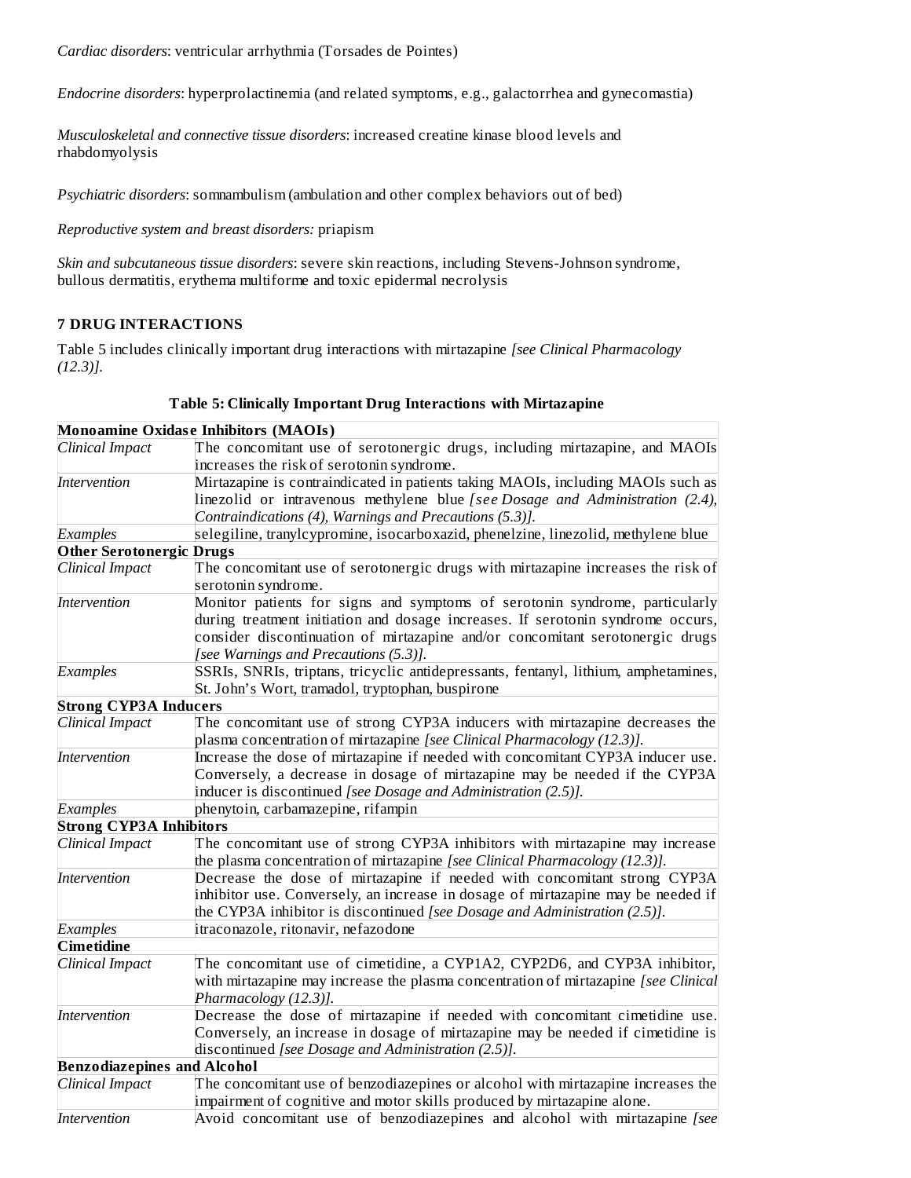*Cardiac disorders*: ventricular arrhythmia (Torsades de Pointes)

*Endocrine disorders*: hyperprolactinemia (and related symptoms, e.g., galactorrhea and gynecomastia)

*Musculoskeletal and connective tissue disorders*: increased creatine kinase blood levels and rhabdomyolysis

*Psychiatric disorders*: somnambulism (ambulation and other complex behaviors out of bed)

*Reproductive system and breast disorders:* priapism

*Skin and subcutaneous tissue disorders*: severe skin reactions, including Stevens-Johnson syndrome, bullous dermatitis, erythema multiforme and toxic epidermal necrolysis

## 7 DRUG INTERACTIONS

Table 5 includes clinically important drug interactions with mirtazapine *[see Clinical Pharmacology (12.3)]*.

**Table 5: Clinically Important Drug Interactions with Mirtazapine**

| **Monoamine Oxidase Inhibitors (MAOIs)** | |
|---|---|
| *Clinical Impact* | The concomitant use of serotonergic drugs, including mirtazapine, and MAOIs increases the risk of serotonin syndrome. |
| *Intervention* | Mirtazapine is contraindicated in patients taking MAOIs, including MAOIs such as linezolid or intravenous methylene blue *[see Dosage and Administration (2.4), Contraindications (4), Warnings and Precautions (5.3)]*. |
| *Examples* | selegiline, tranylcypromine, isocarboxazid, phenelzine, linezolid, methylene blue |
| **Other Serotonergic Drugs** | |
| *Clinical Impact* | The concomitant use of serotonergic drugs with mirtazapine increases the risk of serotonin syndrome. |
| *Intervention* | Monitor patients for signs and symptoms of serotonin syndrome, particularly during treatment initiation and dosage increases. If serotonin syndrome occurs, consider discontinuation of mirtazapine and/or concomitant serotonergic drugs *[see Warnings and Precautions (5.3)]*. |
| *Examples* | SSRIs, SNRIs, triptans, tricyclic antidepressants, fentanyl, lithium, amphetamines, St. John's Wort, tramadol, tryptophan, buspirone |
| **Strong CYP3A Inducers** | |
| *Clinical Impact* | The concomitant use of strong CYP3A inducers with mirtazapine decreases the plasma concentration of mirtazapine *[see Clinical Pharmacology (12.3)]*. |
| *Intervention* | Increase the dose of mirtazapine if needed with concomitant CYP3A inducer use. Conversely, a decrease in dosage of mirtazapine may be needed if the CYP3A inducer is discontinued *[see Dosage and Administration (2.5)]*. |
| *Examples* | phenytoin, carbamazepine, rifampin |
| **Strong CYP3A Inhibitors** | |
| *Clinical Impact* | The concomitant use of strong CYP3A inhibitors with mirtazapine may increase the plasma concentration of mirtazapine *[see Clinical Pharmacology (12.3)]*. |
| *Intervention* | Decrease the dose of mirtazapine if needed with concomitant strong CYP3A inhibitor use. Conversely, an increase in dosage of mirtazapine may be needed if the CYP3A inhibitor is discontinued *[see Dosage and Administration (2.5)]*. |
| *Examples* | itraconazole, ritonavir, nefazodone |
| **Cimetidine** | |
| *Clinical Impact* | The concomitant use of cimetidine, a CYP1A2, CYP2D6, and CYP3A inhibitor, with mirtazapine may increase the plasma concentration of mirtazapine *[see Clinical Pharmacology (12.3)]*. |
| *Intervention* | Decrease the dose of mirtazapine if needed with concomitant cimetidine use. Conversely, an increase in dosage of mirtazapine may be needed if cimetidine is discontinued *[see Dosage and Administration (2.5)]*. |
| **Benzodiazepines and Alcohol** | |
| *Clinical Impact* | The concomitant use of benzodiazepines or alcohol with mirtazapine increases the impairment of cognitive and motor skills produced by mirtazapine alone. |
| *Intervention* | Avoid concomitant use of benzodiazepines and alcohol with mirtazapine *[see* |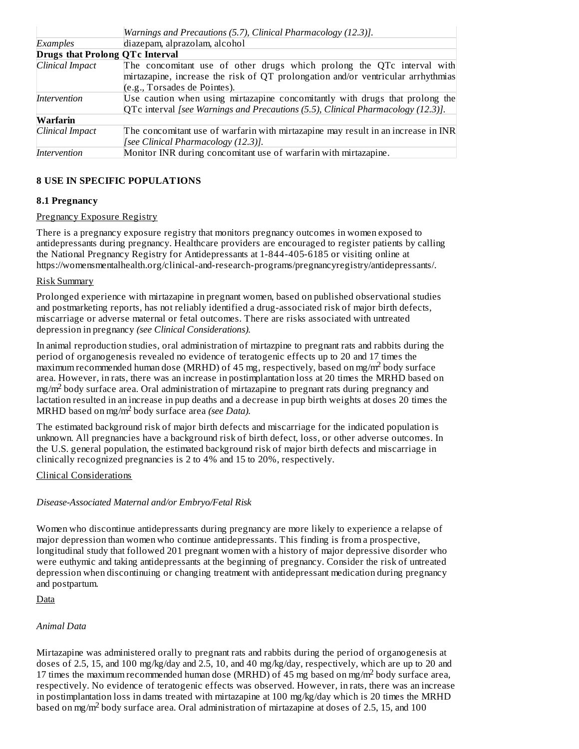|  | *Warnings and Precautions (5.7), Clinical Pharmacology (12.3)].* |
| --- | --- |
| *Examples* | diazepam, alprazolam, alcohol |
| **Drugs that Prolong QTc Interval** | |
| *Clinical Impact* | The concomitant use of other drugs which prolong the QTc interval with mirtazapine, increase the risk of QT prolongation and/or ventricular arrhythmias (e.g., Torsades de Pointes). |
| *Intervention* | Use caution when using mirtazapine concomitantly with drugs that prolong the QTc interval *[see Warnings and Precautions (5.5), Clinical Pharmacology (12.3)].* |
| **Warfarin** | |
| *Clinical Impact* | The concomitant use of warfarin with mirtazapine may result in an increase in INR *[see Clinical Pharmacology (12.3)].* |
| *Intervention* | Monitor INR during concomitant use of warfarin with mirtazapine. |

## 8 USE IN SPECIFIC POPULATIONS

### 8.1 Pregnancy

Pregnancy Exposure Registry

There is a pregnancy exposure registry that monitors pregnancy outcomes in women exposed to antidepressants during pregnancy. Healthcare providers are encouraged to register patients by calling the National Pregnancy Registry for Antidepressants at 1-844-405-6185 or visiting online at https://womensmentalhealth.org/clinical-and-research-programs/pregnancyregistry/antidepressants/.

Risk Summary

Prolonged experience with mirtazapine in pregnant women, based on published observational studies and postmarketing reports, has not reliably identified a drug-associated risk of major birth defects, miscarriage or adverse maternal or fetal outcomes. There are risks associated with untreated depression in pregnancy *(see Clinical Considerations).*

In animal reproduction studies, oral administration of mirtazpine to pregnant rats and rabbits during the period of organogenesis revealed no evidence of teratogenic effects up to 20 and 17 times the maximum recommended human dose (MRHD) of 45 mg, respectively, based on $mg/m^2$ body surface area. However, in rats, there was an increase in postimplantation loss at 20 times the MRHD based on $mg/m^2$ body surface area. Oral administration of mirtazapine to pregnant rats during pregnancy and lactation resulted in an increase in pup deaths and a decrease in pup birth weights at doses 20 times the MRHD based on $mg/m^2$ body surface area *(see Data).*

The estimated background risk of major birth defects and miscarriage for the indicated population is unknown. All pregnancies have a background risk of birth defect, loss, or other adverse outcomes. In the U.S. general population, the estimated background risk of major birth defects and miscarriage in clinically recognized pregnancies is 2 to 4% and 15 to 20%, respectively.

Clinical Considerations

*Disease-Associated Maternal and/or Embryo/Fetal Risk*

Women who discontinue antidepressants during pregnancy are more likely to experience a relapse of major depression than women who continue antidepressants. This finding is from a prospective, longitudinal study that followed 201 pregnant women with a history of major depressive disorder who were euthymic and taking antidepressants at the beginning of pregnancy. Consider the risk of untreated depression when discontinuing or changing treatment with antidepressant medication during pregnancy and postpartum.

Data

*Animal Data*

Mirtazapine was administered orally to pregnant rats and rabbits during the period of organogenesis at doses of 2.5, 15, and 100 mg/kg/day and 2.5, 10, and 40 mg/kg/day, respectively, which are up to 20 and 17 times the maximum recommended human dose (MRHD) of 45 mg based on $mg/m^2$ body surface area, respectively. No evidence of teratogenic effects was observed. However, in rats, there was an increase in postimplantation loss in dams treated with mirtazapine at 100 mg/kg/day which is 20 times the MRHD based on $mg/m^2$ body surface area. Oral administration of mirtazapine at doses of 2.5, 15, and 100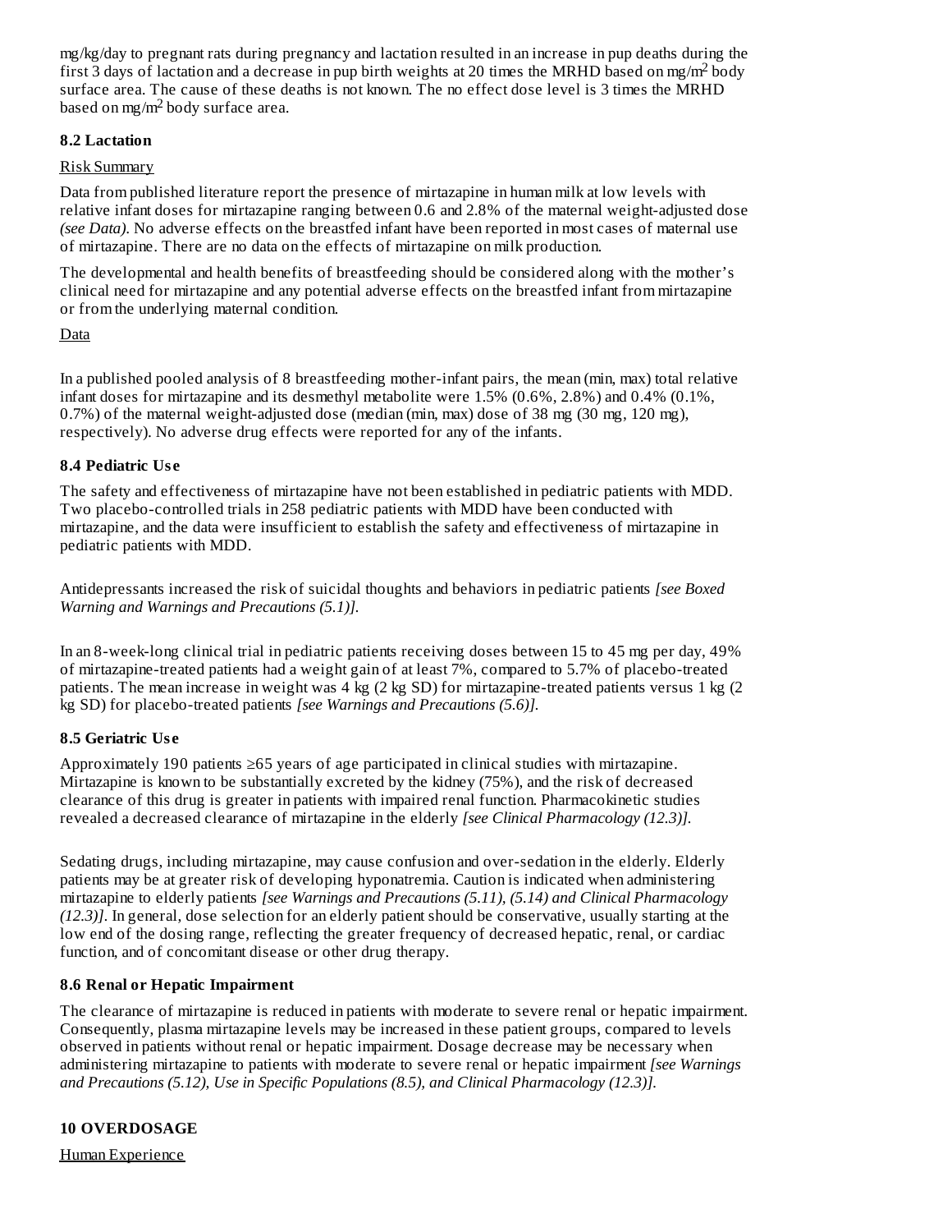mg/kg/day to pregnant rats during pregnancy and lactation resulted in an increase in pup deaths during the first 3 days of lactation and a decrease in pup birth weights at 20 times the MRHD based on $mg/m^2$ body surface area. The cause of these deaths is not known. The no effect dose level is 3 times the MRHD based on $mg/m^2$ body surface area.

### 8.2 Lactation

Risk Summary

Data from published literature report the presence of mirtazapine in human milk at low levels with relative infant doses for mirtazapine ranging between 0.6 and 2.8% of the maternal weight-adjusted dose *(see Data)*. No adverse effects on the breastfed infant have been reported in most cases of maternal use of mirtazapine. There are no data on the effects of mirtazapine on milk production.

The developmental and health benefits of breastfeeding should be considered along with the mother's clinical need for mirtazapine and any potential adverse effects on the breastfed infant from mirtazapine or from the underlying maternal condition.

Data

In a published pooled analysis of 8 breastfeeding mother-infant pairs, the mean (min, max) total relative infant doses for mirtazapine and its desmethyl metabolite were 1.5% (0.6%, 2.8%) and 0.4% (0.1%, 0.7%) of the maternal weight-adjusted dose (median (min, max) dose of 38 mg (30 mg, 120 mg), respectively). No adverse drug effects were reported for any of the infants.

### 8.4 Pediatric Use

The safety and effectiveness of mirtazapine have not been established in pediatric patients with MDD. Two placebo-controlled trials in 258 pediatric patients with MDD have been conducted with mirtazapine, and the data were insufficient to establish the safety and effectiveness of mirtazapine in pediatric patients with MDD.

Antidepressants increased the risk of suicidal thoughts and behaviors in pediatric patients *[see Boxed Warning and Warnings and Precautions (5.1)]*.

In an 8-week-long clinical trial in pediatric patients receiving doses between 15 to 45 mg per day, 49% of mirtazapine-treated patients had a weight gain of at least 7%, compared to 5.7% of placebo-treated patients. The mean increase in weight was 4 kg (2 kg SD) for mirtazapine-treated patients versus 1 kg (2 kg SD) for placebo-treated patients *[see Warnings and Precautions (5.6)]*.

### 8.5 Geriatric Use

Approximately 190 patients ≥65 years of age participated in clinical studies with mirtazapine. Mirtazapine is known to be substantially excreted by the kidney (75%), and the risk of decreased clearance of this drug is greater in patients with impaired renal function. Pharmacokinetic studies revealed a decreased clearance of mirtazapine in the elderly *[see Clinical Pharmacology (12.3)]*.

Sedating drugs, including mirtazapine, may cause confusion and over-sedation in the elderly. Elderly patients may be at greater risk of developing hyponatremia. Caution is indicated when administering mirtazapine to elderly patients *[see Warnings and Precautions (5.11), (5.14) and Clinical Pharmacology (12.3)]*. In general, dose selection for an elderly patient should be conservative, usually starting at the low end of the dosing range, reflecting the greater frequency of decreased hepatic, renal, or cardiac function, and of concomitant disease or other drug therapy.

### 8.6 Renal or Hepatic Impairment

The clearance of mirtazapine is reduced in patients with moderate to severe renal or hepatic impairment. Consequently, plasma mirtazapine levels may be increased in these patient groups, compared to levels observed in patients without renal or hepatic impairment. Dosage decrease may be necessary when administering mirtazapine to patients with moderate to severe renal or hepatic impairment *[see Warnings and Precautions (5.12), Use in Specific Populations (8.5), and Clinical Pharmacology (12.3)]*.

## 10 OVERDOSAGE

Human Experience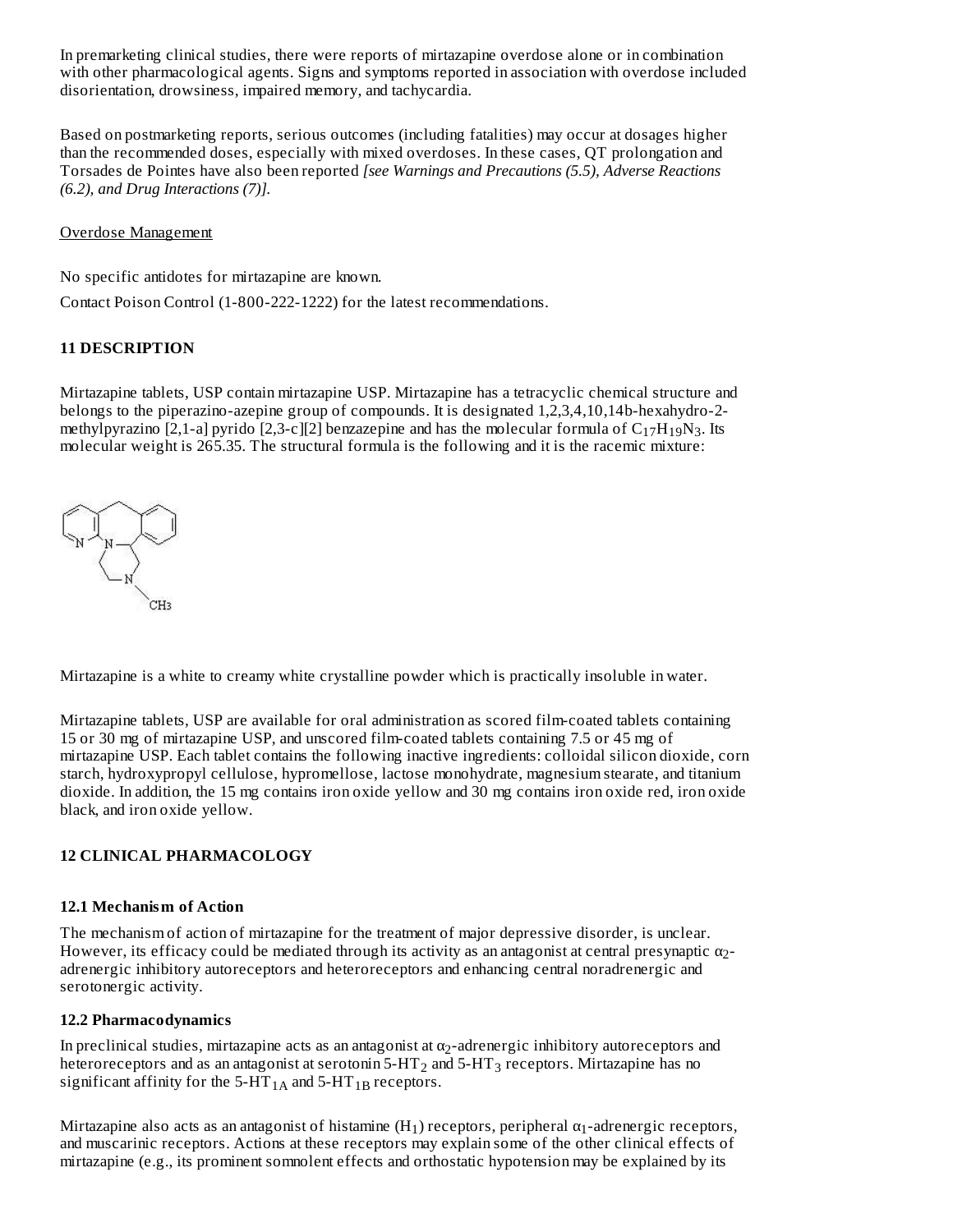In premarketing clinical studies, there were reports of mirtazapine overdose alone or in combination with other pharmacological agents. Signs and symptoms reported in association with overdose included disorientation, drowsiness, impaired memory, and tachycardia.

Based on postmarketing reports, serious outcomes (including fatalities) may occur at dosages higher than the recommended doses, especially with mixed overdoses. In these cases, QT prolongation and Torsades de Pointes have also been reported *[see Warnings and Precautions (5.5), Adverse Reactions (6.2), and Drug Interactions (7)].*

Overdose Management

No specific antidotes for mirtazapine are known.

Contact Poison Control (1-800-222-1222) for the latest recommendations.

## 11 DESCRIPTION

Mirtazapine tablets, USP contain mirtazapine USP. Mirtazapine has a tetracyclic chemical structure and belongs to the piperazino-azepine group of compounds. It is designated 1,2,3,4,10,14b-hexahydro-2-methylpyrazino [2,1-a] pyrido [2,3-c][2] benzazepine and has the molecular formula of $C_{17}H_{19}N_3$. Its molecular weight is 265.35. The structural formula is the following and it is the racemic mixture:

Mirtazapine is a white to creamy white crystalline powder which is practically insoluble in water.

Mirtazapine tablets, USP are available for oral administration as scored film-coated tablets containing 15 or 30 mg of mirtazapine USP, and unscored film-coated tablets containing 7.5 or 45 mg of mirtazapine USP. Each tablet contains the following inactive ingredients: colloidal silicon dioxide, corn starch, hydroxypropyl cellulose, hypromellose, lactose monohydrate, magnesium stearate, and titanium dioxide. In addition, the 15 mg contains iron oxide yellow and 30 mg contains iron oxide red, iron oxide black, and iron oxide yellow.

## 12 CLINICAL PHARMACOLOGY

### 12.1 Mechanism of Action

The mechanism of action of mirtazapine for the treatment of major depressive disorder, is unclear. However, its efficacy could be mediated through its activity as an antagonist at central presynaptic $\alpha_2$-adrenergic inhibitory autoreceptors and heteroreceptors and enhancing central noradrenergic and serotonergic activity.

### 12.2 Pharmacodynamics

In preclinical studies, mirtazapine acts as an antagonist at $\alpha_2$-adrenergic inhibitory autoreceptors and heteroreceptors and as an antagonist at serotonin 5-$HT_2$ and 5-$HT_3$ receptors. Mirtazapine has no significant affinity for the 5-$HT_{1A}$ and 5-$HT_{1B}$ receptors.

Mirtazapine also acts as an antagonist of histamine ($H_1$) receptors, peripheral $\alpha_1$-adrenergic receptors, and muscarinic receptors. Actions at these receptors may explain some of the other clinical effects of mirtazapine (e.g., its prominent somnolent effects and orthostatic hypotension may be explained by its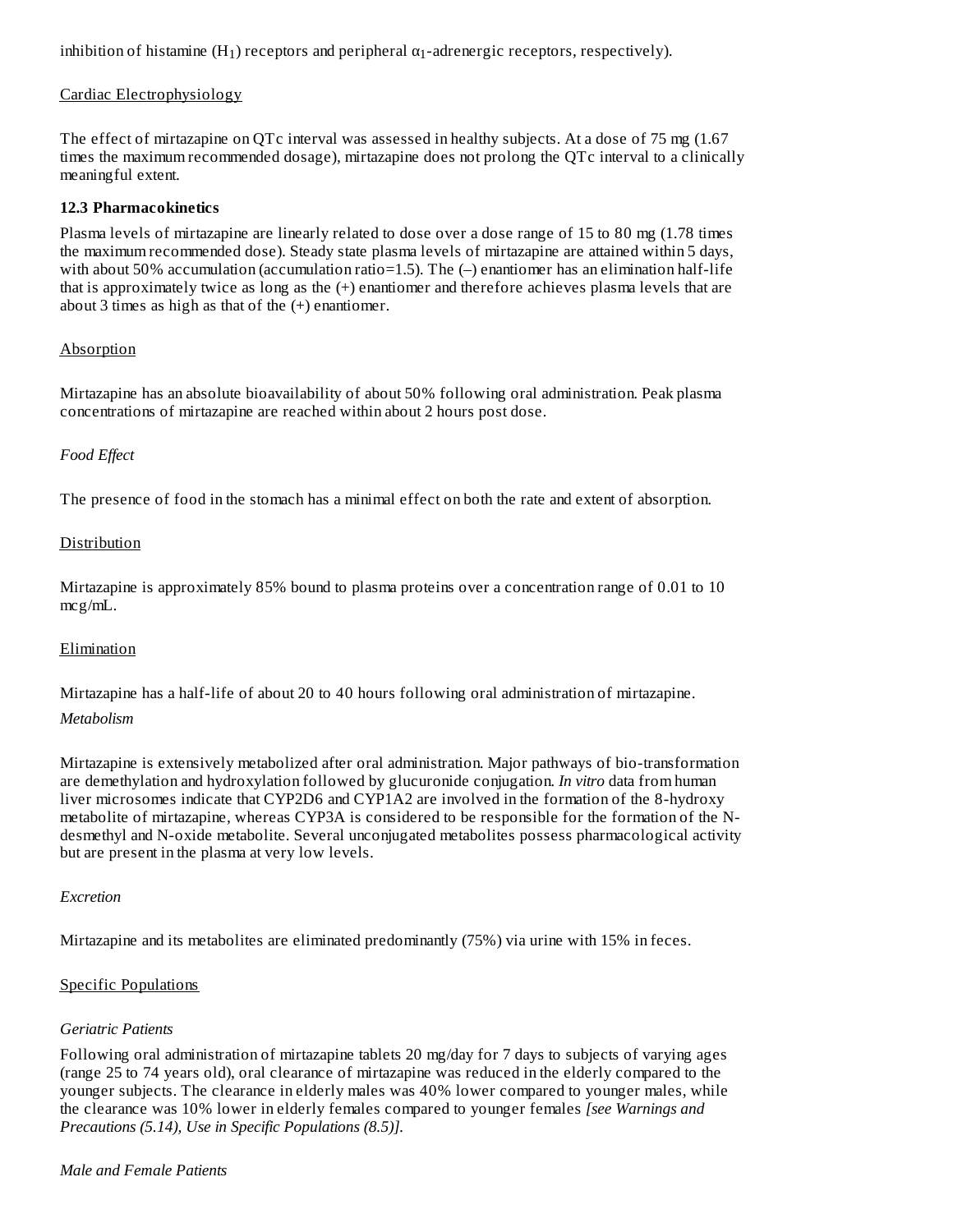inhibition of histamine ($H_1$) receptors and peripheral $\alpha_1$-adrenergic receptors, respectively).

Cardiac Electrophysiology

The effect of mirtazapine on QTc interval was assessed in healthy subjects. At a dose of 75 mg (1.67 times the maximum recommended dosage), mirtazapine does not prolong the QTc interval to a clinically meaningful extent.

### 12.3 Pharmacokinetics

Plasma levels of mirtazapine are linearly related to dose over a dose range of 15 to 80 mg (1.78 times the maximum recommended dose). Steady state plasma levels of mirtazapine are attained within 5 days, with about 50% accumulation (accumulation ratio=1.5). The (–) enantiomer has an elimination half-life that is approximately twice as long as the (+) enantiomer and therefore achieves plasma levels that are about 3 times as high as that of the (+) enantiomer.

Absorption

Mirtazapine has an absolute bioavailability of about 50% following oral administration. Peak plasma concentrations of mirtazapine are reached within about 2 hours post dose.

*Food Effect*

The presence of food in the stomach has a minimal effect on both the rate and extent of absorption.

Distribution

Mirtazapine is approximately 85% bound to plasma proteins over a concentration range of 0.01 to 10 mcg/mL.

Elimination

Mirtazapine has a half-life of about 20 to 40 hours following oral administration of mirtazapine.

*Metabolism*

Mirtazapine is extensively metabolized after oral administration. Major pathways of bio-transformation are demethylation and hydroxylation followed by glucuronide conjugation. *In vitro* data from human liver microsomes indicate that CYP2D6 and CYP1A2 are involved in the formation of the 8-hydroxy metabolite of mirtazapine, whereas CYP3A is considered to be responsible for the formation of the N-desmethyl and N-oxide metabolite. Several unconjugated metabolites possess pharmacological activity but are present in the plasma at very low levels.

*Excretion*

Mirtazapine and its metabolites are eliminated predominantly (75%) via urine with 15% in feces.

Specific Populations

*Geriatric Patients*

Following oral administration of mirtazapine tablets 20 mg/day for 7 days to subjects of varying ages (range 25 to 74 years old), oral clearance of mirtazapine was reduced in the elderly compared to the younger subjects. The clearance in elderly males was 40% lower compared to younger males, while the clearance was 10% lower in elderly females compared to younger females *[see Warnings and Precautions (5.14), Use in Specific Populations (8.5)].*

*Male and Female Patients*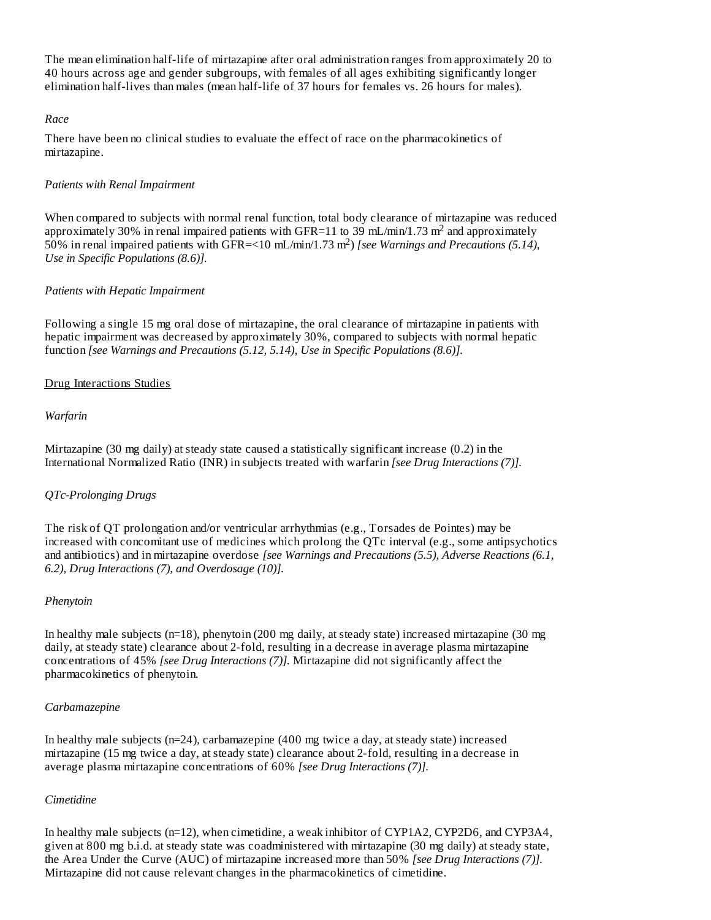The mean elimination half-life of mirtazapine after oral administration ranges from approximately 20 to 40 hours across age and gender subgroups, with females of all ages exhibiting significantly longer elimination half-lives than males (mean half-life of 37 hours for females vs. 26 hours for males).

*Race*

There have been no clinical studies to evaluate the effect of race on the pharmacokinetics of mirtazapine.

*Patients with Renal Impairment*

When compared to subjects with normal renal function, total body clearance of mirtazapine was reduced approximately 30% in renal impaired patients with GFR=11 to 39 mL/min/1.73 $m^2$ and approximately 50% in renal impaired patients with GFR=<10 mL/min/1.73 $m^2$) *[see Warnings and Precautions (5.14), Use in Specific Populations (8.6)].*

*Patients with Hepatic Impairment*

Following a single 15 mg oral dose of mirtazapine, the oral clearance of mirtazapine in patients with hepatic impairment was decreased by approximately 30%, compared to subjects with normal hepatic function *[see Warnings and Precautions (5.12, 5.14), Use in Specific Populations (8.6)].*

Drug Interactions Studies

*Warfarin*

Mirtazapine (30 mg daily) at steady state caused a statistically significant increase (0.2) in the International Normalized Ratio (INR) in subjects treated with warfarin *[see Drug Interactions (7)].*

*QTc-Prolonging Drugs*

The risk of QT prolongation and/or ventricular arrhythmias (e.g., Torsades de Pointes) may be increased with concomitant use of medicines which prolong the QTc interval (e.g., some antipsychotics and antibiotics) and in mirtazapine overdose *[see Warnings and Precautions (5.5), Adverse Reactions (6.1, 6.2), Drug Interactions (7), and Overdosage (10)].*

*Phenytoin*

In healthy male subjects (n=18), phenytoin (200 mg daily, at steady state) increased mirtazapine (30 mg daily, at steady state) clearance about 2-fold, resulting in a decrease in average plasma mirtazapine concentrations of 45% *[see Drug Interactions (7)].* Mirtazapine did not significantly affect the pharmacokinetics of phenytoin.

*Carbamazepine*

In healthy male subjects (n=24), carbamazepine (400 mg twice a day, at steady state) increased mirtazapine (15 mg twice a day, at steady state) clearance about 2-fold, resulting in a decrease in average plasma mirtazapine concentrations of 60% *[see Drug Interactions (7)].*

*Cimetidine*

In healthy male subjects (n=12), when cimetidine, a weak inhibitor of CYP1A2, CYP2D6, and CYP3A4, given at 800 mg b.i.d. at steady state was coadministered with mirtazapine (30 mg daily) at steady state, the Area Under the Curve (AUC) of mirtazapine increased more than 50% *[see Drug Interactions (7)].* Mirtazapine did not cause relevant changes in the pharmacokinetics of cimetidine.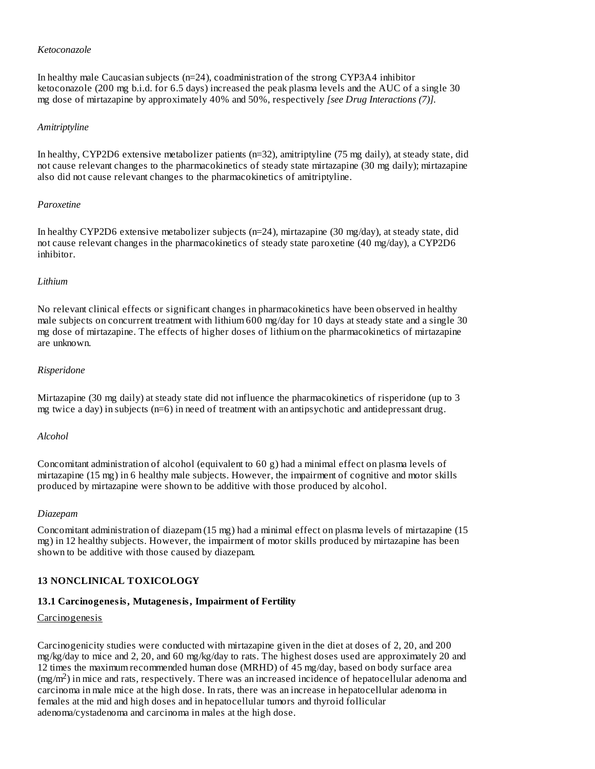*Ketoconazole*

In healthy male Caucasian subjects (n=24), coadministration of the strong CYP3A4 inhibitor ketoconazole (200 mg b.i.d. for 6.5 days) increased the peak plasma levels and the AUC of a single 30 mg dose of mirtazapine by approximately 40% and 50%, respectively *[see Drug Interactions (7)]*.

*Amitriptyline*

In healthy, CYP2D6 extensive metabolizer patients (n=32), amitriptyline (75 mg daily), at steady state, did not cause relevant changes to the pharmacokinetics of steady state mirtazapine (30 mg daily); mirtazapine also did not cause relevant changes to the pharmacokinetics of amitriptyline.

*Paroxetine*

In healthy CYP2D6 extensive metabolizer subjects (n=24), mirtazapine (30 mg/day), at steady state, did not cause relevant changes in the pharmacokinetics of steady state paroxetine (40 mg/day), a CYP2D6 inhibitor.

*Lithium*

No relevant clinical effects or significant changes in pharmacokinetics have been observed in healthy male subjects on concurrent treatment with lithium 600 mg/day for 10 days at steady state and a single 30 mg dose of mirtazapine. The effects of higher doses of lithium on the pharmacokinetics of mirtazapine are unknown.

*Risperidone*

Mirtazapine (30 mg daily) at steady state did not influence the pharmacokinetics of risperidone (up to 3 mg twice a day) in subjects (n=6) in need of treatment with an antipsychotic and antidepressant drug.

*Alcohol*

Concomitant administration of alcohol (equivalent to 60 g) had a minimal effect on plasma levels of mirtazapine (15 mg) in 6 healthy male subjects. However, the impairment of cognitive and motor skills produced by mirtazapine were shown to be additive with those produced by alcohol.

*Diazepam*

Concomitant administration of diazepam (15 mg) had a minimal effect on plasma levels of mirtazapine (15 mg) in 12 healthy subjects. However, the impairment of motor skills produced by mirtazapine has been shown to be additive with those caused by diazepam.

## 13 NONCLINICAL TOXICOLOGY

### 13.1 Carcinogenesis, Mutagenesis, Impairment of Fertility

Carcinogenesis

Carcinogenicity studies were conducted with mirtazapine given in the diet at doses of 2, 20, and 200 mg/kg/day to mice and 2, 20, and 60 mg/kg/day to rats. The highest doses used are approximately 20 and 12 times the maximum recommended human dose (MRHD) of 45 mg/day, based on body surface area ($mg/m^2$) in mice and rats, respectively. There was an increased incidence of hepatocellular adenoma and carcinoma in male mice at the high dose. In rats, there was an increase in hepatocellular adenoma in females at the mid and high doses and in hepatocellular tumors and thyroid follicular adenoma/cystadenoma and carcinoma in males at the high dose.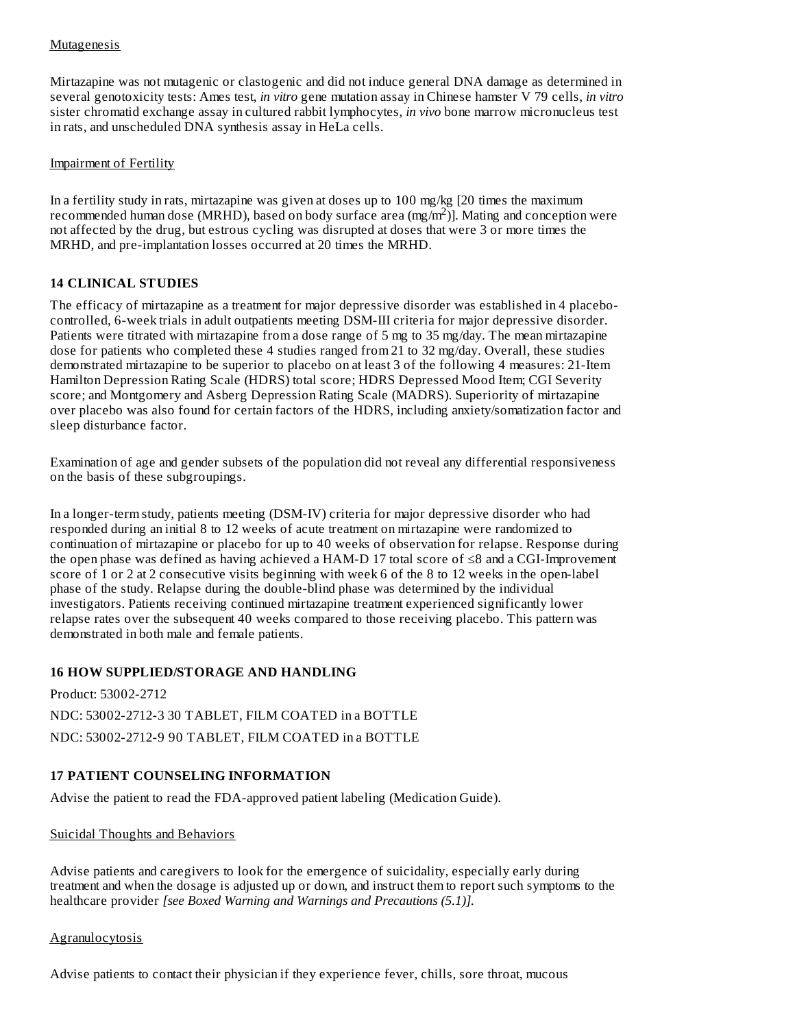Mutagenesis

Mirtazapine was not mutagenic or clastogenic and did not induce general DNA damage as determined in several genotoxicity tests: Ames test, *in vitro* gene mutation assay in Chinese hamster V 79 cells, *in vitro* sister chromatid exchange assay in cultured rabbit lymphocytes, *in vivo* bone marrow micronucleus test in rats, and unscheduled DNA synthesis assay in HeLa cells.

Impairment of Fertility

In a fertility study in rats, mirtazapine was given at doses up to 100 mg/kg [20 times the maximum recommended human dose (MRHD), based on body surface area (mg/m$^2$)]. Mating and conception were not affected by the drug, but estrous cycling was disrupted at doses that were 3 or more times the MRHD, and pre-implantation losses occurred at 20 times the MRHD.

## 14 CLINICAL STUDIES

The efficacy of mirtazapine as a treatment for major depressive disorder was established in 4 placebo-controlled, 6-week trials in adult outpatients meeting DSM-III criteria for major depressive disorder. Patients were titrated with mirtazapine from a dose range of 5 mg to 35 mg/day. The mean mirtazapine dose for patients who completed these 4 studies ranged from 21 to 32 mg/day. Overall, these studies demonstrated mirtazapine to be superior to placebo on at least 3 of the following 4 measures: 21-Item Hamilton Depression Rating Scale (HDRS) total score; HDRS Depressed Mood Item; CGI Severity score; and Montgomery and Asberg Depression Rating Scale (MADRS). Superiority of mirtazapine over placebo was also found for certain factors of the HDRS, including anxiety/somatization factor and sleep disturbance factor.

Examination of age and gender subsets of the population did not reveal any differential responsiveness on the basis of these subgroupings.

In a longer-term study, patients meeting (DSM-IV) criteria for major depressive disorder who had responded during an initial 8 to 12 weeks of acute treatment on mirtazapine were randomized to continuation of mirtazapine or placebo for up to 40 weeks of observation for relapse. Response during the open phase was defined as having achieved a HAM-D 17 total score of ≤8 and a CGI-Improvement score of 1 or 2 at 2 consecutive visits beginning with week 6 of the 8 to 12 weeks in the open-label phase of the study. Relapse during the double-blind phase was determined by the individual investigators. Patients receiving continued mirtazapine treatment experienced significantly lower relapse rates over the subsequent 40 weeks compared to those receiving placebo. This pattern was demonstrated in both male and female patients.

## 16 HOW SUPPLIED/STORAGE AND HANDLING

Product: 53002-2712

NDC: 53002-2712-3 30 TABLET, FILM COATED in a BOTTLE

NDC: 53002-2712-9 90 TABLET, FILM COATED in a BOTTLE

## 17 PATIENT COUNSELING INFORMATION

Advise the patient to read the FDA-approved patient labeling (Medication Guide).

Suicidal Thoughts and Behaviors

Advise patients and caregivers to look for the emergence of suicidality, especially early during treatment and when the dosage is adjusted up or down, and instruct them to report such symptoms to the healthcare provider *[see Boxed Warning and Warnings and Precautions (5.1)]*.

Agranulocytosis

Advise patients to contact their physician if they experience fever, chills, sore throat, mucous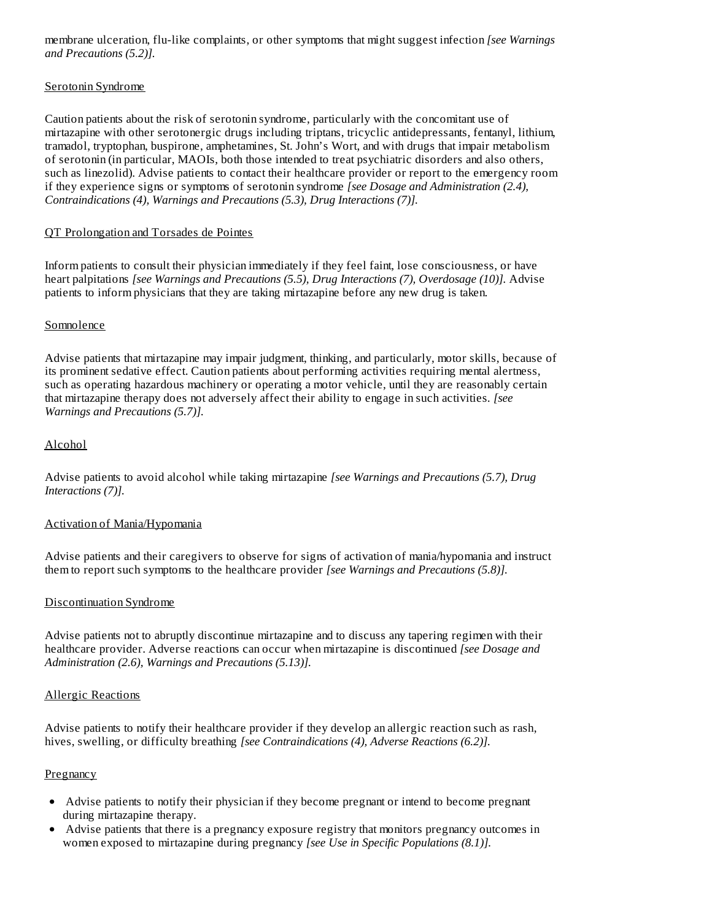membrane ulceration, flu-like complaints, or other symptoms that might suggest infection *[see Warnings and Precautions (5.2)].*

Serotonin Syndrome

Caution patients about the risk of serotonin syndrome, particularly with the concomitant use of mirtazapine with other serotonergic drugs including triptans, tricyclic antidepressants, fentanyl, lithium, tramadol, tryptophan, buspirone, amphetamines, St. John's Wort, and with drugs that impair metabolism of serotonin (in particular, MAOIs, both those intended to treat psychiatric disorders and also others, such as linezolid). Advise patients to contact their healthcare provider or report to the emergency room if they experience signs or symptoms of serotonin syndrome *[see Dosage and Administration (2.4), Contraindications (4), Warnings and Precautions (5.3), Drug Interactions (7)].*

QT Prolongation and Torsades de Pointes

Inform patients to consult their physician immediately if they feel faint, lose consciousness, or have heart palpitations *[see Warnings and Precautions (5.5), Drug Interactions (7), Overdosage (10)].* Advise patients to inform physicians that they are taking mirtazapine before any new drug is taken.

Somnolence

Advise patients that mirtazapine may impair judgment, thinking, and particularly, motor skills, because of its prominent sedative effect. Caution patients about performing activities requiring mental alertness, such as operating hazardous machinery or operating a motor vehicle, until they are reasonably certain that mirtazapine therapy does not adversely affect their ability to engage in such activities. *[see Warnings and Precautions (5.7)].*

Alcohol

Advise patients to avoid alcohol while taking mirtazapine *[see Warnings and Precautions (5.7), Drug Interactions (7)].*

Activation of Mania/Hypomania

Advise patients and their caregivers to observe for signs of activation of mania/hypomania and instruct them to report such symptoms to the healthcare provider *[see Warnings and Precautions (5.8)].*

Discontinuation Syndrome

Advise patients not to abruptly discontinue mirtazapine and to discuss any tapering regimen with their healthcare provider. Adverse reactions can occur when mirtazapine is discontinued *[see Dosage and Administration (2.6), Warnings and Precautions (5.13)].*

Allergic Reactions

Advise patients to notify their healthcare provider if they develop an allergic reaction such as rash, hives, swelling, or difficulty breathing *[see Contraindications (4), Adverse Reactions (6.2)].*

Pregnancy

- Advise patients to notify their physician if they become pregnant or intend to become pregnant during mirtazapine therapy.
- Advise patients that there is a pregnancy exposure registry that monitors pregnancy outcomes in women exposed to mirtazapine during pregnancy *[see Use in Specific Populations (8.1)].*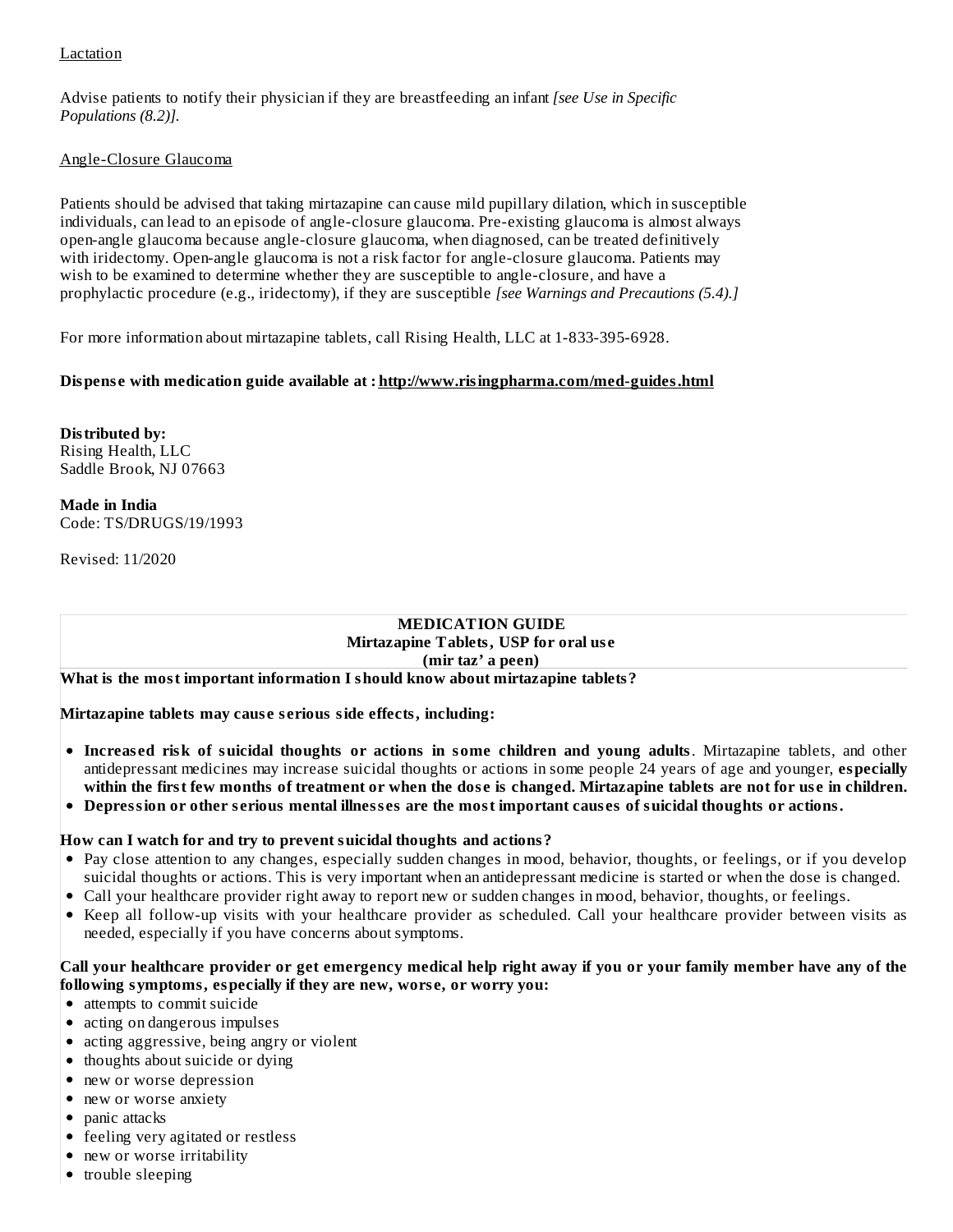Lactation

Advise patients to notify their physician if they are breastfeeding an infant *[see Use in Specific Populations (8.2)].*

Angle-Closure Glaucoma

Patients should be advised that taking mirtazapine can cause mild pupillary dilation, which in susceptible individuals, can lead to an episode of angle-closure glaucoma. Pre-existing glaucoma is almost always open-angle glaucoma because angle-closure glaucoma, when diagnosed, can be treated definitively with iridectomy. Open-angle glaucoma is not a risk factor for angle-closure glaucoma. Patients may wish to be examined to determine whether they are susceptible to angle-closure, and have a prophylactic procedure (e.g., iridectomy), if they are susceptible *[see Warnings and Precautions (5.4).]*

For more information about mirtazapine tablets, call Rising Health, LLC at 1-833-395-6928.

**Dispense with medication guide available at : http://www.risingpharma.com/med-guides.html**

**Distributed by:**
Rising Health, LLC
Saddle Brook, NJ 07663

**Made in India**
Code: TS/DRUGS/19/1993

Revised: 11/2020

## MEDICATION GUIDE
## Mirtazapine Tablets, USP for oral use
## (mir taz' a peen)

**What is the most important information I should know about mirtazapine tablets?**

**Mirtazapine tablets may cause serious side effects, including:**

- **Increased risk of suicidal thoughts or actions in some children and young adults**. Mirtazapine tablets, and other antidepressant medicines may increase suicidal thoughts or actions in some people 24 years of age and younger, **especially within the first few months of treatment or when the dose is changed. Mirtazapine tablets are not for use in children.**
- **Depression or other serious mental illnesses are the most important causes of suicidal thoughts or actions.**

**How can I watch for and try to prevent suicidal thoughts and actions?**

- Pay close attention to any changes, especially sudden changes in mood, behavior, thoughts, or feelings, or if you develop suicidal thoughts or actions. This is very important when an antidepressant medicine is started or when the dose is changed.
- Call your healthcare provider right away to report new or sudden changes in mood, behavior, thoughts, or feelings.
- Keep all follow-up visits with your healthcare provider as scheduled. Call your healthcare provider between visits as needed, especially if you have concerns about symptoms.

**Call your healthcare provider or get emergency medical help right away if you or your family member have any of the following symptoms, especially if they are new, worse, or worry you:**

- attempts to commit suicide
- acting on dangerous impulses
- acting aggressive, being angry or violent
- thoughts about suicide or dying
- new or worse depression
- new or worse anxiety
- panic attacks
- feeling very agitated or restless
- new or worse irritability
- trouble sleeping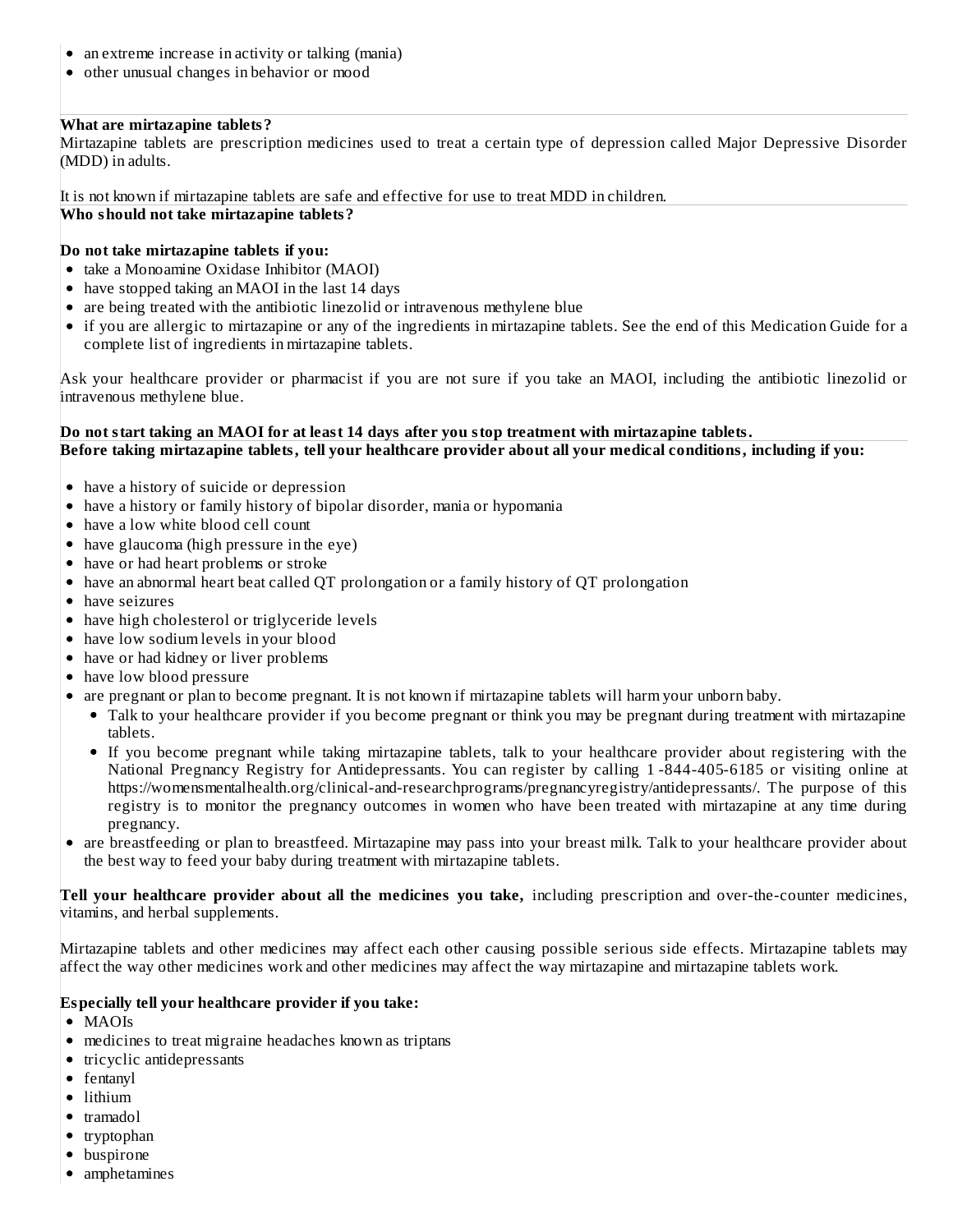- an extreme increase in activity or talking (mania)
- other unusual changes in behavior or mood

**What are mirtazapine tablets?**

Mirtazapine tablets are prescription medicines used to treat a certain type of depression called Major Depressive Disorder (MDD) in adults.

It is not known if mirtazapine tablets are safe and effective for use to treat MDD in children.

**Who should not take mirtazapine tablets?**

**Do not take mirtazapine tablets if you:**

- take a Monoamine Oxidase Inhibitor (MAOI)
- have stopped taking an MAOI in the last 14 days
- are being treated with the antibiotic linezolid or intravenous methylene blue
- if you are allergic to mirtazapine or any of the ingredients in mirtazapine tablets. See the end of this Medication Guide for a complete list of ingredients in mirtazapine tablets.

Ask your healthcare provider or pharmacist if you are not sure if you take an MAOI, including the antibiotic linezolid or intravenous methylene blue.

**Do not start taking an MAOI for at least 14 days after you stop treatment with mirtazapine tablets.**

**Before taking mirtazapine tablets, tell your healthcare provider about all your medical conditions, including if you:**

- have a history of suicide or depression
- have a history or family history of bipolar disorder, mania or hypomania
- have a low white blood cell count
- have glaucoma (high pressure in the eye)
- have or had heart problems or stroke
- have an abnormal heart beat called QT prolongation or a family history of QT prolongation
- have seizures
- have high cholesterol or triglyceride levels
- have low sodium levels in your blood
- have or had kidney or liver problems
- have low blood pressure
- are pregnant or plan to become pregnant. It is not known if mirtazapine tablets will harm your unborn baby.
  - Talk to your healthcare provider if you become pregnant or think you may be pregnant during treatment with mirtazapine tablets.
  - If you become pregnant while taking mirtazapine tablets, talk to your healthcare provider about registering with the National Pregnancy Registry for Antidepressants. You can register by calling 1-844-405-6185 or visiting online at https://womensmentalhealth.org/clinical-and-researchprograms/pregnancyregistry/antidepressants/. The purpose of this registry is to monitor the pregnancy outcomes in women who have been treated with mirtazapine at any time during pregnancy.
- are breastfeeding or plan to breastfeed. Mirtazapine may pass into your breast milk. Talk to your healthcare provider about the best way to feed your baby during treatment with mirtazapine tablets.

**Tell your healthcare provider about all the medicines you take,** including prescription and over-the-counter medicines, vitamins, and herbal supplements.

Mirtazapine tablets and other medicines may affect each other causing possible serious side effects. Mirtazapine tablets may affect the way other medicines work and other medicines may affect the way mirtazapine and mirtazapine tablets work.

**Especially tell your healthcare provider if you take:**

- MAOIs
- medicines to treat migraine headaches known as triptans
- tricyclic antidepressants
- fentanyl
- lithium
- tramadol
- tryptophan
- buspirone
- amphetamines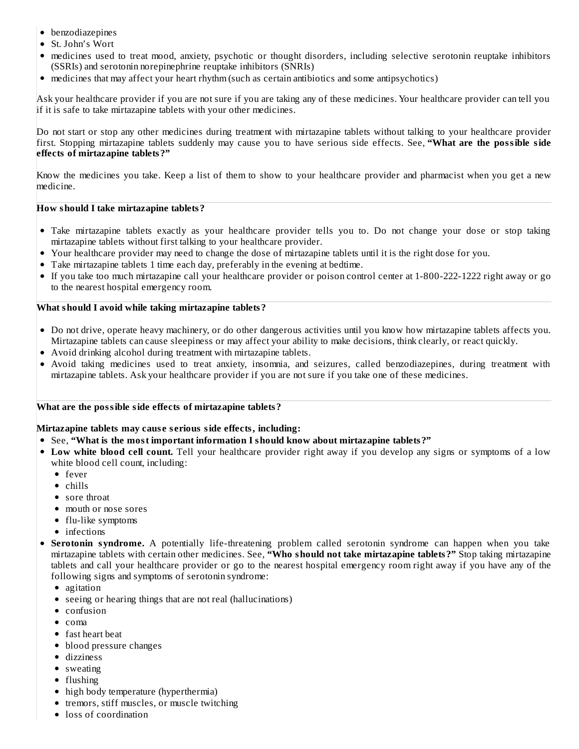- benzodiazepines
- St. John's Wort
- medicines used to treat mood, anxiety, psychotic or thought disorders, including selective serotonin reuptake inhibitors (SSRIs) and serotonin norepinephrine reuptake inhibitors (SNRIs)
- medicines that may affect your heart rhythm (such as certain antibiotics and some antipsychotics)

Ask your healthcare provider if you are not sure if you are taking any of these medicines. Your healthcare provider can tell you if it is safe to take mirtazapine tablets with your other medicines.

Do not start or stop any other medicines during treatment with mirtazapine tablets without talking to your healthcare provider first. Stopping mirtazapine tablets suddenly may cause you to have serious side effects. See, **"What are the possible side effects of mirtazapine tablets?"**

Know the medicines you take. Keep a list of them to show to your healthcare provider and pharmacist when you get a new medicine.

**How should I take mirtazapine tablets?**

- Take mirtazapine tablets exactly as your healthcare provider tells you to. Do not change your dose or stop taking mirtazapine tablets without first talking to your healthcare provider.
- Your healthcare provider may need to change the dose of mirtazapine tablets until it is the right dose for you.
- Take mirtazapine tablets 1 time each day, preferably in the evening at bedtime.
- If you take too much mirtazapine call your healthcare provider or poison control center at 1-800-222-1222 right away or go to the nearest hospital emergency room.

**What should I avoid while taking mirtazapine tablets?**

- Do not drive, operate heavy machinery, or do other dangerous activities until you know how mirtazapine tablets affects you. Mirtazapine tablets can cause sleepiness or may affect your ability to make decisions, think clearly, or react quickly.
- Avoid drinking alcohol during treatment with mirtazapine tablets.
- Avoid taking medicines used to treat anxiety, insomnia, and seizures, called benzodiazepines, during treatment with mirtazapine tablets. Ask your healthcare provider if you are not sure if you take one of these medicines.

**What are the possible side effects of mirtazapine tablets?**

**Mirtazapine tablets may cause serious side effects, including:**

- See, **"What is the most important information I should know about mirtazapine tablets?"**
- **Low white blood cell count.** Tell your healthcare provider right away if you develop any signs or symptoms of a low white blood cell count, including:
  - fever
  - chills
  - sore throat
  - mouth or nose sores
  - flu-like symptoms
  - infections
- **Serotonin syndrome.** A potentially life-threatening problem called serotonin syndrome can happen when you take mirtazapine tablets with certain other medicines. See, **"Who should not take mirtazapine tablets?"** Stop taking mirtazapine tablets and call your healthcare provider or go to the nearest hospital emergency room right away if you have any of the following signs and symptoms of serotonin syndrome:
  - agitation
  - seeing or hearing things that are not real (hallucinations)
  - confusion
  - coma
  - fast heart beat
  - blood pressure changes
  - dizziness
  - sweating
  - flushing
  - high body temperature (hyperthermia)
  - tremors, stiff muscles, or muscle twitching
  - loss of coordination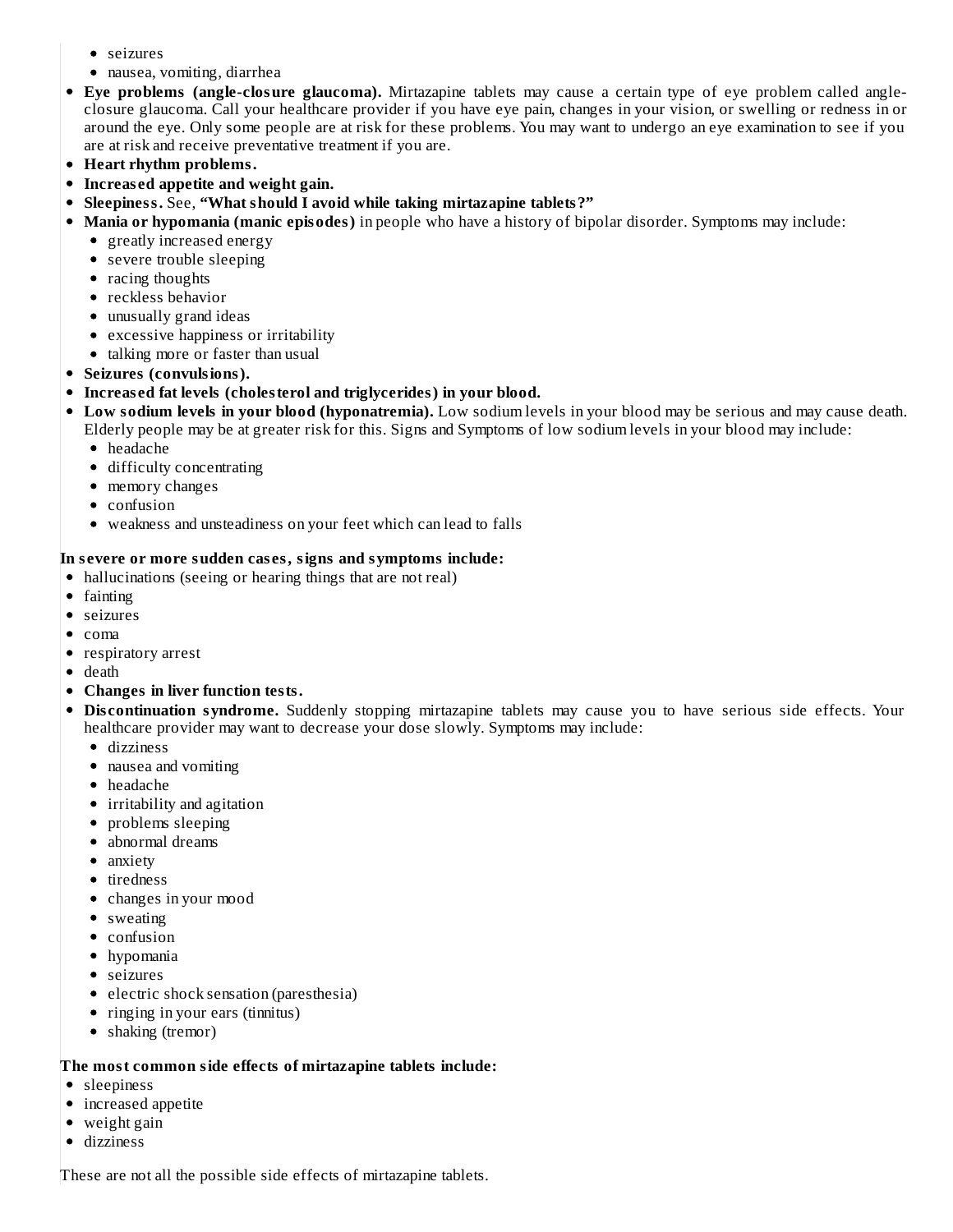- seizures
- nausea, vomiting, diarrhea

- **Eye problems (angle-closure glaucoma).** Mirtazapine tablets may cause a certain type of eye problem called angle-closure glaucoma. Call your healthcare provider if you have eye pain, changes in your vision, or swelling or redness in or around the eye. Only some people are at risk for these problems. You may want to undergo an eye examination to see if you are at risk and receive preventative treatment if you are.
- **Heart rhythm problems.**
- **Increased appetite and weight gain.**
- **Sleepiness.** See, **"What should I avoid while taking mirtazapine tablets?"**
- **Mania or hypomania (manic episodes)** in people who have a history of bipolar disorder. Symptoms may include:
  - greatly increased energy
  - severe trouble sleeping
  - racing thoughts
  - reckless behavior
  - unusually grand ideas
  - excessive happiness or irritability
  - talking more or faster than usual
- **Seizures (convulsions).**
- **Increased fat levels (cholesterol and triglycerides) in your blood.**
- **Low sodium levels in your blood (hyponatremia).** Low sodium levels in your blood may be serious and may cause death. Elderly people may be at greater risk for this. Signs and Symptoms of low sodium levels in your blood may include:
  - headache
  - difficulty concentrating
  - memory changes
  - confusion
  - weakness and unsteadiness on your feet which can lead to falls

**In severe or more sudden cases, signs and symptoms include:**

- hallucinations (seeing or hearing things that are not real)
- fainting
- seizures
- coma
- respiratory arrest
- death
- **Changes in liver function tests.**
- **Discontinuation syndrome.** Suddenly stopping mirtazapine tablets may cause you to have serious side effects. Your healthcare provider may want to decrease your dose slowly. Symptoms may include:
  - dizziness
  - nausea and vomiting
  - headache
  - irritability and agitation
  - problems sleeping
  - abnormal dreams
  - anxiety
  - tiredness
  - changes in your mood
  - sweating
  - confusion
  - hypomania
  - seizures
  - electric shock sensation (paresthesia)
  - ringing in your ears (tinnitus)
  - shaking (tremor)

**The most common side effects of mirtazapine tablets include:**

- sleepiness
- increased appetite
- weight gain
- dizziness

These are not all the possible side effects of mirtazapine tablets.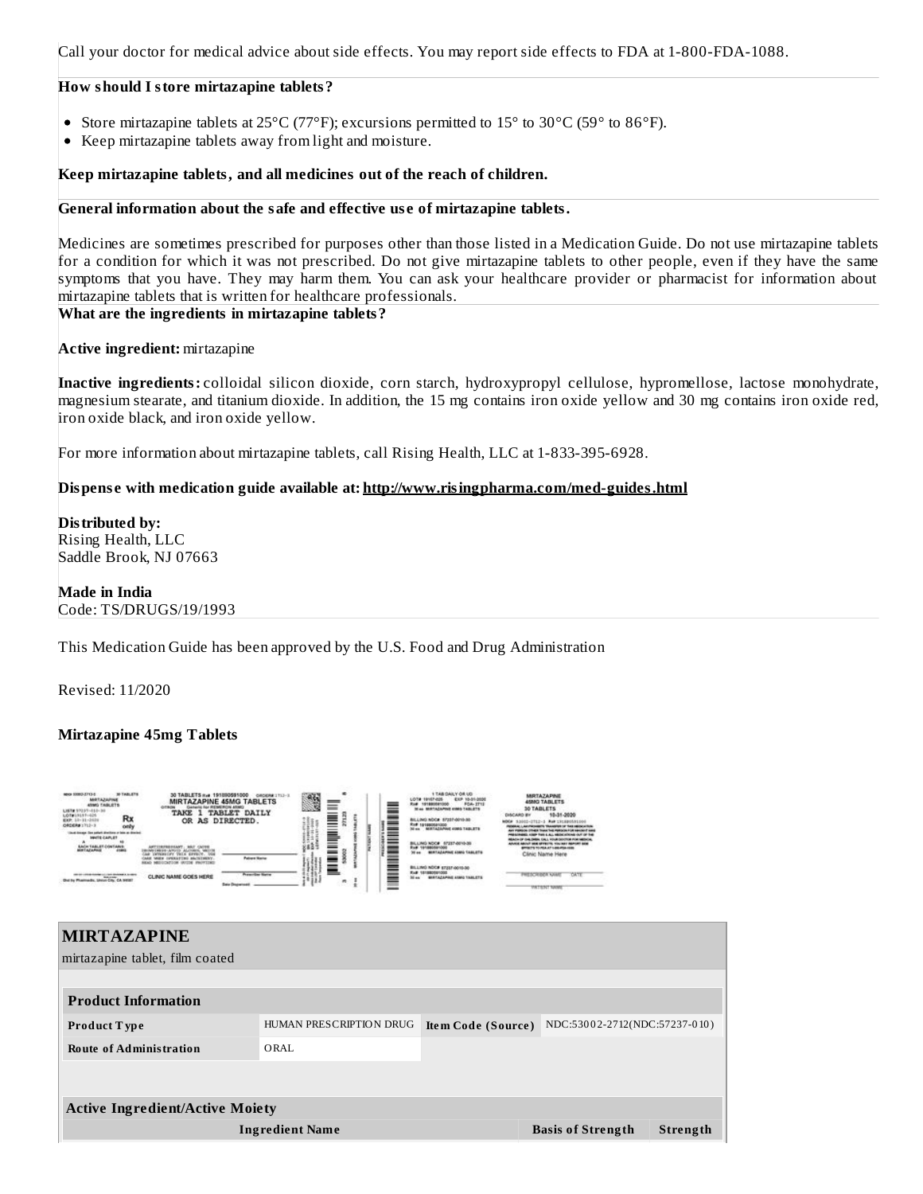Call your doctor for medical advice about side effects. You may report side effects to FDA at 1-800-FDA-1088.

**How should I store mirtazapine tablets?**

- Store mirtazapine tablets at 25°C (77°F); excursions permitted to 15° to 30°C (59° to 86°F).
- Keep mirtazapine tablets away from light and moisture.

**Keep mirtazapine tablets, and all medicines out of the reach of children.**

**General information about the safe and effective use of mirtazapine tablets.**

Medicines are sometimes prescribed for purposes other than those listed in a Medication Guide. Do not use mirtazapine tablets for a condition for which it was not prescribed. Do not give mirtazapine tablets to other people, even if they have the same symptoms that you have. They may harm them. You can ask your healthcare provider or pharmacist for information about mirtazapine tablets that is written for healthcare professionals.

**What are the ingredients in mirtazapine tablets?**

**Active ingredient:** mirtazapine

**Inactive ingredients:** colloidal silicon dioxide, corn starch, hydroxypropyl cellulose, hypromellose, lactose monohydrate, magnesium stearate, and titanium dioxide. In addition, the 15 mg contains iron oxide yellow and 30 mg contains iron oxide red, iron oxide black, and iron oxide yellow.

For more information about mirtazapine tablets, call Rising Health, LLC at 1-833-395-6928.

**Dispense with medication guide available at: http://www.risingpharma.com/med-guides.html**

**Distributed by:**
Rising Health, LLC
Saddle Brook, NJ 07663

**Made in India**
Code: TS/DRUGS/19/1993

This Medication Guide has been approved by the U.S. Food and Drug Administration

Revised: 11/2020

**Mirtazapine 45mg Tablets**

## MIRTAZAPINE

mirtazapine tablet, film coated

| Product Information | | | |
|---|---|---|---|
| **Product Type** | HUMAN PRESCRIPTION DRUG | **Item Code (Source)** | NDC:53002-2712(NDC:57237-010) |
| **Route of Administration** | ORAL | | |

| Active Ingredient/Active Moiety | | |
|---|---|---|
| **Ingredient Name** | **Basis of Strength** | **Strength** |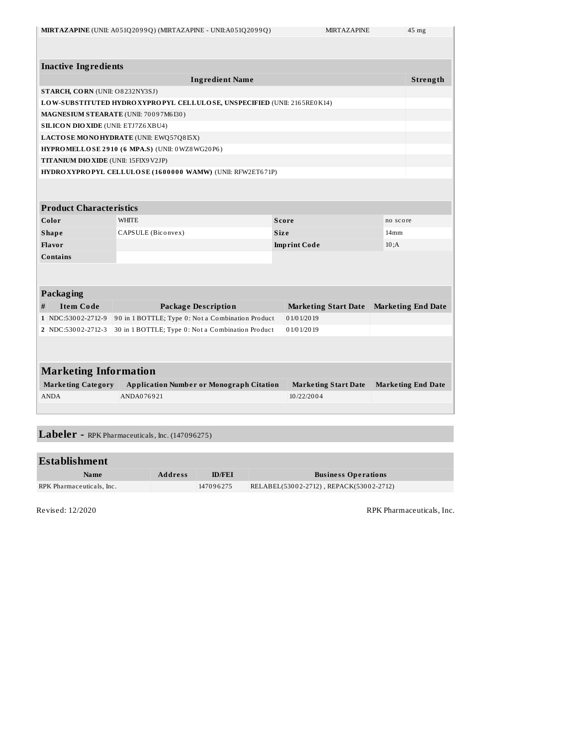| | | |
|---|---|---|
| **MIRTAZAPINE** (UNII: A051Q2099Q) (MIRTAZAPINE - UNII:A051Q2099Q) | MIRTAZAPINE | 45 mg |

| Inactive Ingredients | |
|---|---|
| **Ingredient Name** | **Strength** |
| **STARCH, CORN** (UNII: O8232NY3SJ) | |
| **LOW-SUBSTITUTED HYDROXYPROPYL CELLULOSE, UNSPECIFIED** (UNII: 2165RE0K14) | |
| **MAGNESIUM STEARATE** (UNII: 70097M6I30) | |
| **SILICON DIOXIDE** (UNII: ETJ7Z6XBU4) | |
| **LACTOSE MONOHYDRATE** (UNII: EWQ57Q8I5X) | |
| **HYPROMELLOSE 2910 (6 MPA.S)** (UNII: 0WZ8WG20P6) | |
| **TITANIUM DIOXIDE** (UNII: 15FIX9V2JP) | |
| **HYDROXYPROPYL CELLULOSE (1600000 WAMW)** (UNII: RFW2ET671P) | |

| Product Characteristics | | | |
|---|---|---|---|
| **Color** | WHITE | **Score** | no score |
| **Shape** | CAPSULE (Biconvex) | **Size** | 14mm |
| **Flavor** | | **Imprint Code** | 10;A |
| **Contains** | | | |

| Packaging | | | | |
|---|---|---|---|---|
| **#** | **Item Code** | **Package Description** | **Marketing Start Date** | **Marketing End Date** |
| 1 | NDC:53002-2712-9 | 90 in 1 BOTTLE; Type 0: Not a Combination Product | 01/01/2019 | |
| 2 | NDC:53002-2712-3 | 30 in 1 BOTTLE; Type 0: Not a Combination Product | 01/01/2019 | |

| Marketing Information | | | |
|---|---|---|---|
| **Marketing Category** | **Application Number or Monograph Citation** | **Marketing Start Date** | **Marketing End Date** |
| ANDA | ANDA076921 | 10/22/2004 | |

## Labeler - RPK Pharmaceuticals, Inc. (147096275)

| Establishment | | | |
|---|---|---|---|
| **Name** | **Address** | **ID/FEI** | **Business Operations** |
| RPK Pharmaceuticals, Inc. | | 147096275 | RELABEL(53002-2712) , REPACK(53002-2712) |

Revised: 12/2020

RPK Pharmaceuticals, Inc.